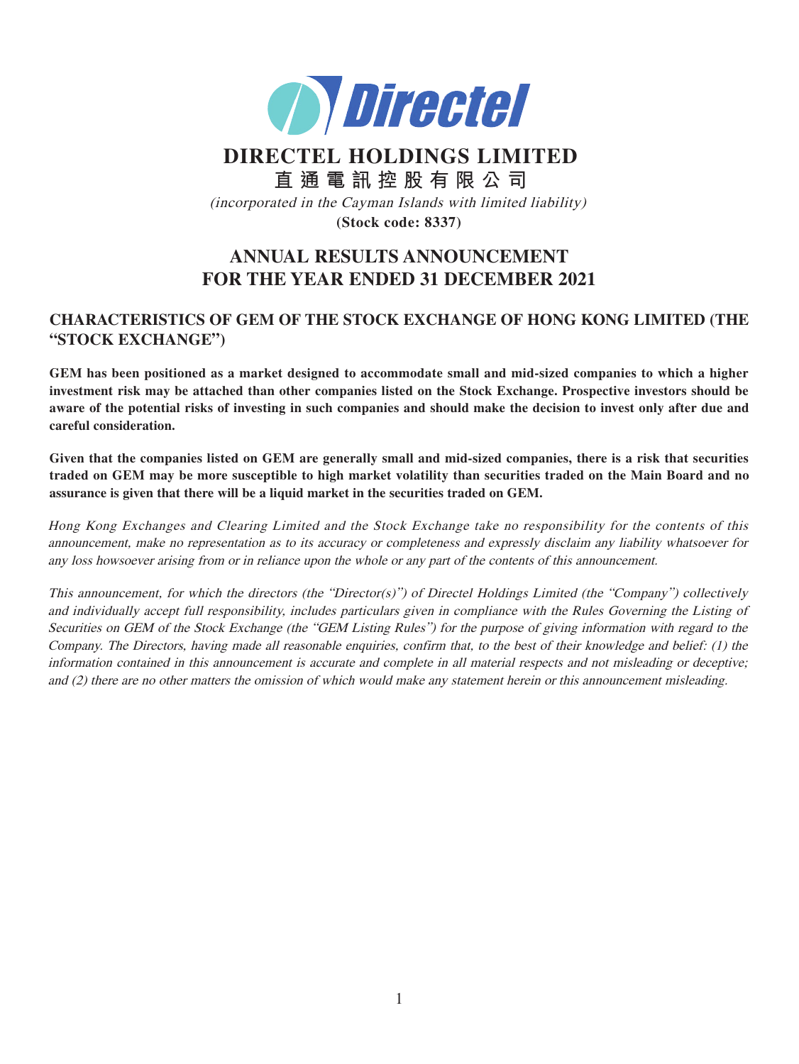# DIRECTEL HOLDINGS LIMITED

# 直通電訊控股有限公司

*(incorporated in the Cayman Islands with limited liability)*

**(Stock code: 8337)**

# ANNUAL RESULTS ANNOUNCEMENT FOR THE YEAR ENDED 31 DECEMBER 2021

## CHARACTERISTICS OF GEM OF THE STOCK EXCHANGE OF HONG KONG LIMITED (THE "STOCK EXCHANGE")

**GEM has been positioned as a market designed to accommodate small and mid-sized companies to which a higher investment risk may be attached than other companies listed on the Stock Exchange. Prospective investors should be aware of the potential risks of investing in such companies and should make the decision to invest only after due and careful consideration.**

**Given that the companies listed on GEM are generally small and mid-sized companies, there is a risk that securities traded on GEM may be more susceptible to high market volatility than securities traded on the Main Board and no assurance is given that there will be a liquid market in the securities traded on GEM.**

*Hong Kong Exchanges and Clearing Limited and the Stock Exchange take no responsibility for the contents of this announcement, make no representation as to its accuracy or completeness and expressly disclaim any liability whatsoever for any loss howsoever arising from or in reliance upon the whole or any part of the contents of this announcement.*

*This announcement, for which the directors (the "Director(s)") of Directel Holdings Limited (the "Company") collectively and individually accept full responsibility, includes particulars given in compliance with the Rules Governing the Listing of Securities on GEM of the Stock Exchange (the "GEM Listing Rules") for the purpose of giving information with regard to the Company. The Directors, having made all reasonable enquiries, confirm that, to the best of their knowledge and belief: (1) the information contained in this announcement is accurate and complete in all material respects and not misleading or deceptive; and (2) there are no other matters the omission of which would make any statement herein or this announcement misleading.*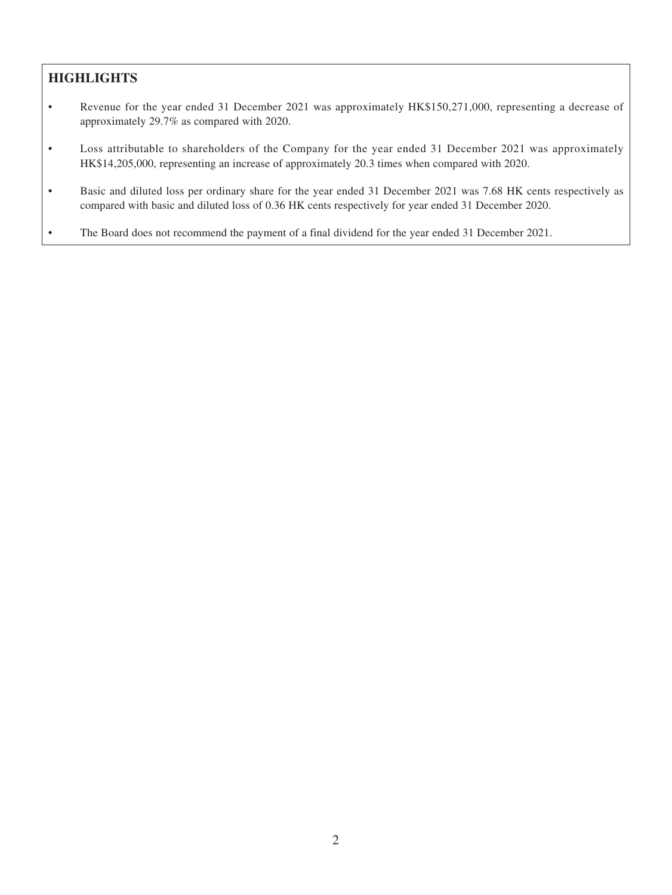## HIGHLIGHTS

- Revenue for the year ended 31 December 2021 was approximately HK$150,271,000, representing a decrease of approximately 29.7% as compared with 2020.
- Loss attributable to shareholders of the Company for the year ended 31 December 2021 was approximately HK$14,205,000, representing an increase of approximately 20.3 times when compared with 2020.
- Basic and diluted loss per ordinary share for the year ended 31 December 2021 was 7.68 HK cents respectively as compared with basic and diluted loss of 0.36 HK cents respectively for year ended 31 December 2020.
- The Board does not recommend the payment of a final dividend for the year ended 31 December 2021.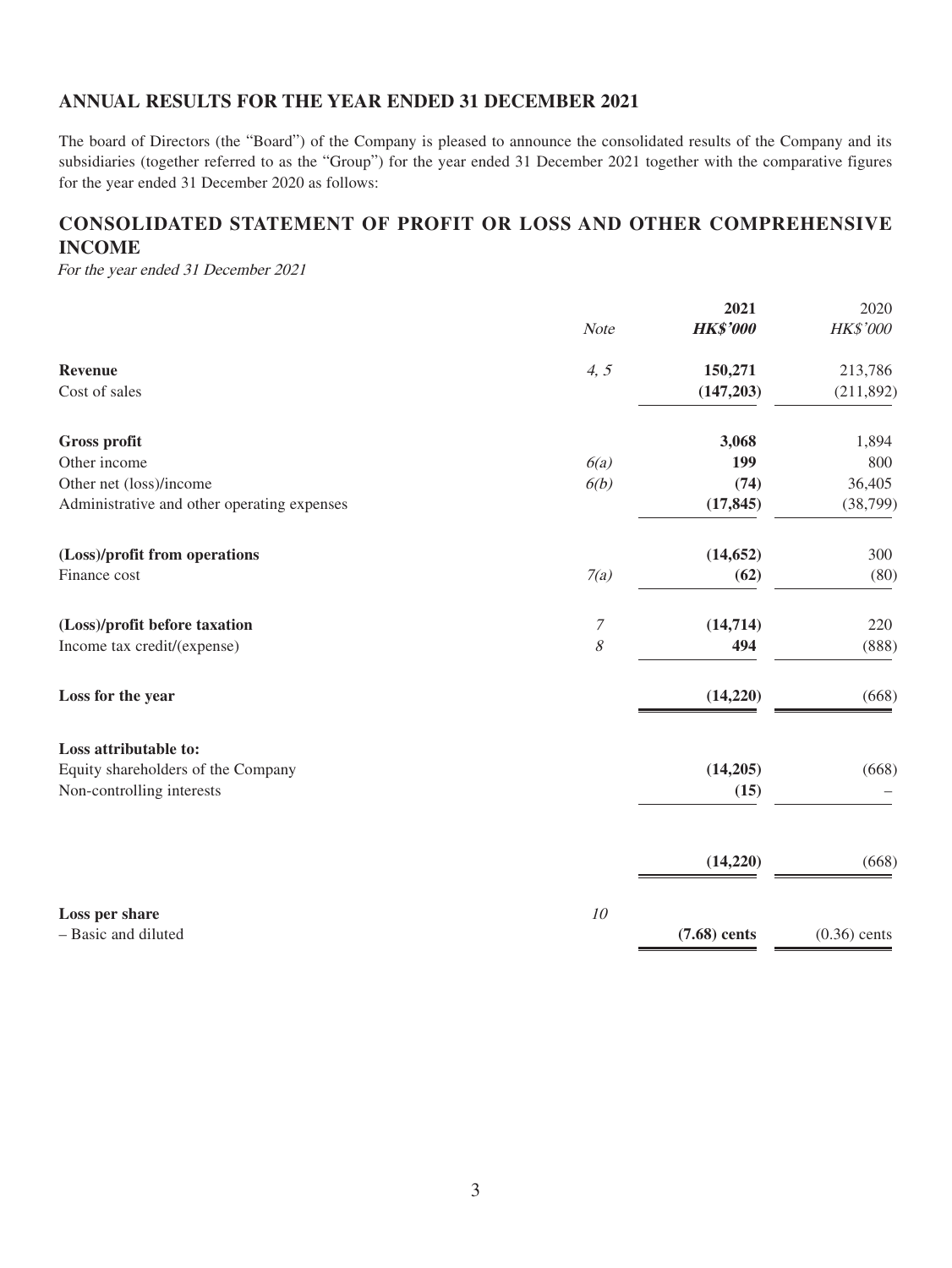## ANNUAL RESULTS FOR THE YEAR ENDED 31 DECEMBER 2021

The board of Directors (the "Board") of the Company is pleased to announce the consolidated results of the Company and its subsidiaries (together referred to as the "Group") for the year ended 31 December 2021 together with the comparative figures for the year ended 31 December 2020 as follows:

## CONSOLIDATED STATEMENT OF PROFIT OR LOSS AND OTHER COMPREHENSIVE INCOME

*For the year ended 31 December 2021*

| | *Note* | **2021** *HK$'000* | 2020 *HK$'000* |
|---|---|---|---|
| **Revenue** | *4, 5* | **150,271** | 213,786 |
| Cost of sales | | **(147,203)** | (211,892) |
| **Gross profit** | | **3,068** | 1,894 |
| Other income | *6(a)* | **199** | 800 |
| Other net (loss)/income | *6(b)* | **(74)** | 36,405 |
| Administrative and other operating expenses | | **(17,845)** | (38,799) |
| **(Loss)/profit from operations** | | **(14,652)** | 300 |
| Finance cost | *7(a)* | **(62)** | (80) |
| **(Loss)/profit before taxation** | *7* | **(14,714)** | 220 |
| Income tax credit/(expense) | *8* | **494** | (888) |
| **Loss for the year** | | **(14,220)** | (668) |
| **Loss attributable to:** | | | |
| Equity shareholders of the Company | | **(14,205)** | (668) |
| Non-controlling interests | | **(15)** | – |
| | | **(14,220)** | (668) |
| **Loss per share** | *10* | | |
| – Basic and diluted | | **(7.68) cents** | (0.36) cents |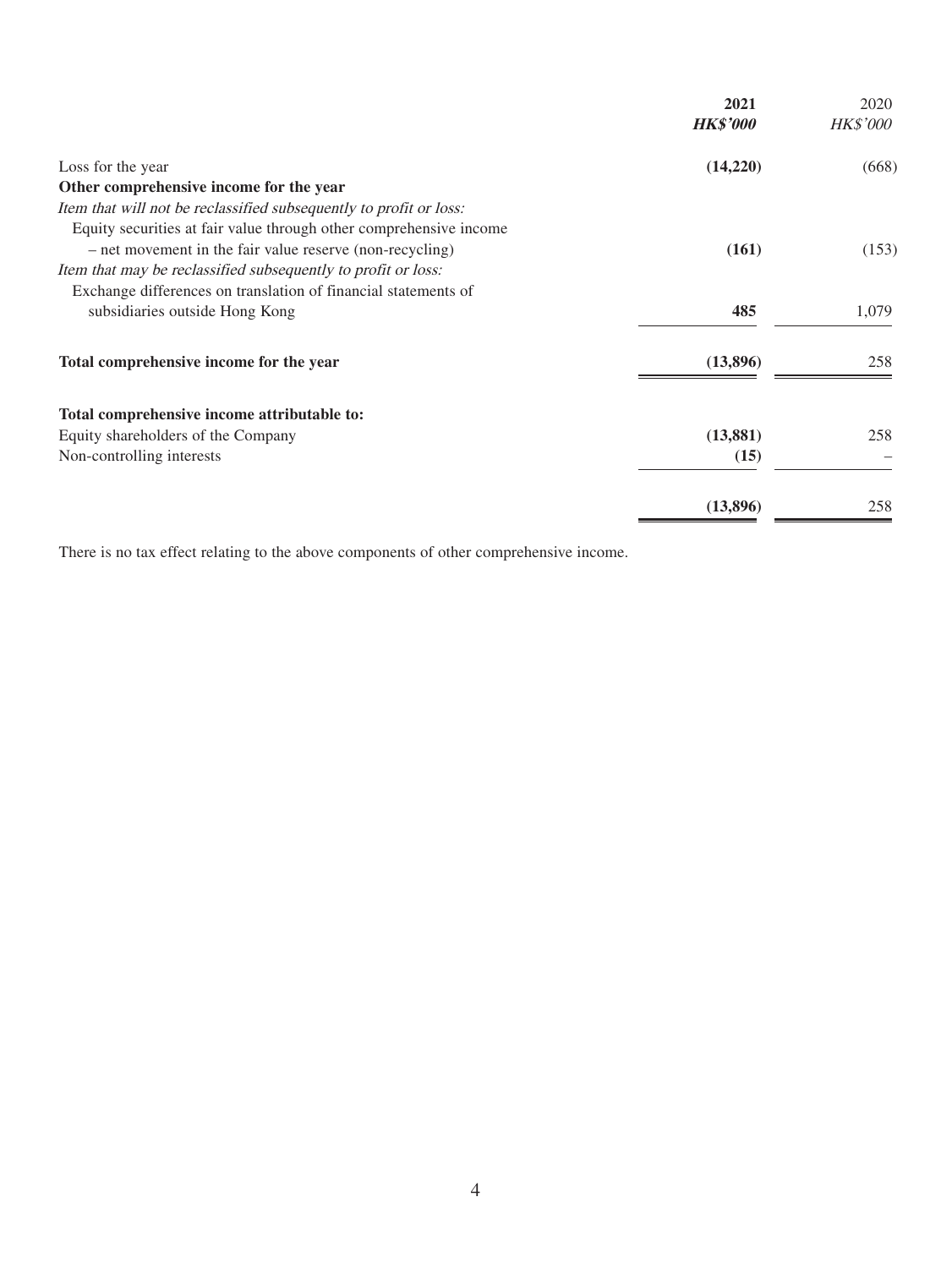| | **2021** | 2020 |
|---|---|---|
| | ***HK$'000*** | *HK$'000* |
| Loss for the year | **(14,220)** | (668) |
| **Other comprehensive income for the year** | | |
| *Item that will not be reclassified subsequently to profit or loss:* | | |
| Equity securities at fair value through other comprehensive income – net movement in the fair value reserve (non-recycling) | **(161)** | (153) |
| *Item that may be reclassified subsequently to profit or loss:* | | |
| Exchange differences on translation of financial statements of subsidiaries outside Hong Kong | **485** | 1,079 |
| **Total comprehensive income for the year** | **(13,896)** | 258 |
| **Total comprehensive income attributable to:** | | |
| Equity shareholders of the Company | **(13,881)** | 258 |
| Non-controlling interests | **(15)** | – |
| | **(13,896)** | 258 |

There is no tax effect relating to the above components of other comprehensive income.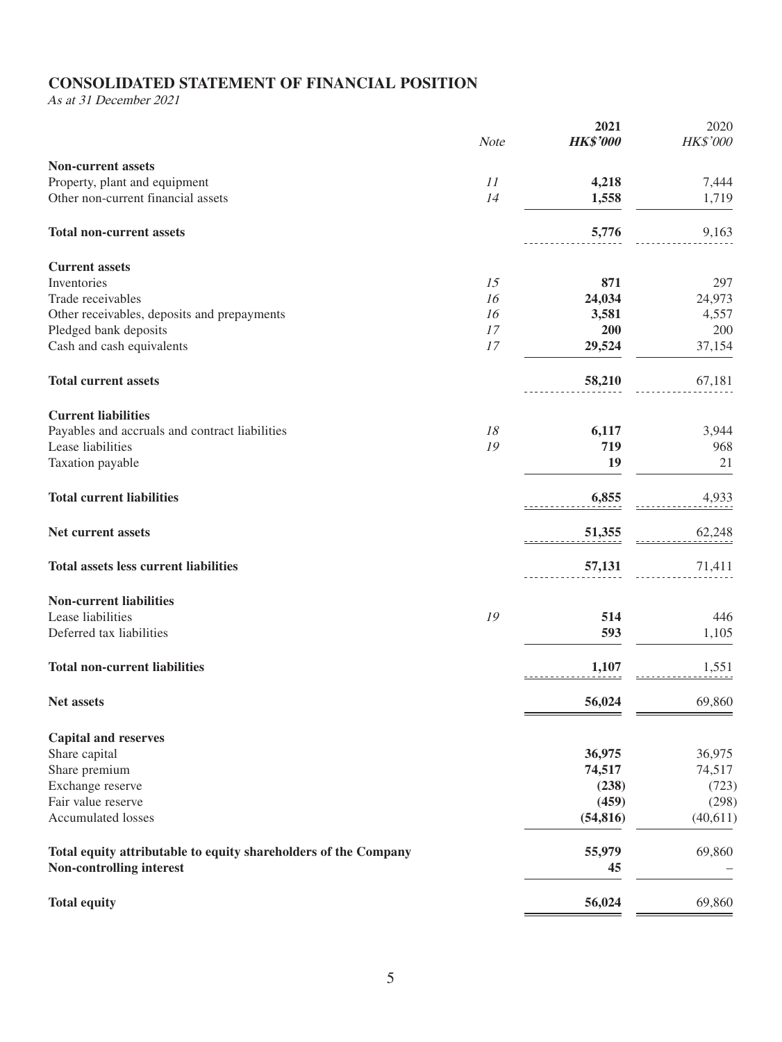## CONSOLIDATED STATEMENT OF FINANCIAL POSITION

*As at 31 December 2021*

| | *Note* | **2021** | 2020 |
|---|---|---|---|
| | | ***HK$'000*** | *HK$'000* |
| **Non-current assets** | | | |
| Property, plant and equipment | *11* | **4,218** | 7,444 |
| Other non-current financial assets | *14* | **1,558** | 1,719 |
| **Total non-current assets** | | **5,776** | 9,163 |
| **Current assets** | | | |
| Inventories | *15* | **871** | 297 |
| Trade receivables | *16* | **24,034** | 24,973 |
| Other receivables, deposits and prepayments | *16* | **3,581** | 4,557 |
| Pledged bank deposits | *17* | **200** | 200 |
| Cash and cash equivalents | *17* | **29,524** | 37,154 |
| **Total current assets** | | **58,210** | 67,181 |
| **Current liabilities** | | | |
| Payables and accruals and contract liabilities | *18* | **6,117** | 3,944 |
| Lease liabilities | *19* | **719** | 968 |
| Taxation payable | | **19** | 21 |
| **Total current liabilities** | | **6,855** | 4,933 |
| **Net current assets** | | **51,355** | 62,248 |
| **Total assets less current liabilities** | | **57,131** | 71,411 |
| **Non-current liabilities** | | | |
| Lease liabilities | *19* | **514** | 446 |
| Deferred tax liabilities | | **593** | 1,105 |
| **Total non-current liabilities** | | **1,107** | 1,551 |
| **Net assets** | | **56,024** | 69,860 |
| **Capital and reserves** | | | |
| Share capital | | **36,975** | 36,975 |
| Share premium | | **74,517** | 74,517 |
| Exchange reserve | | **(238)** | (723) |
| Fair value reserve | | **(459)** | (298) |
| Accumulated losses | | **(54,816)** | (40,611) |
| **Total equity attributable to equity shareholders of the Company** | | **55,979** | 69,860 |
| **Non-controlling interest** | | **45** | – |
| **Total equity** | | **56,024** | 69,860 |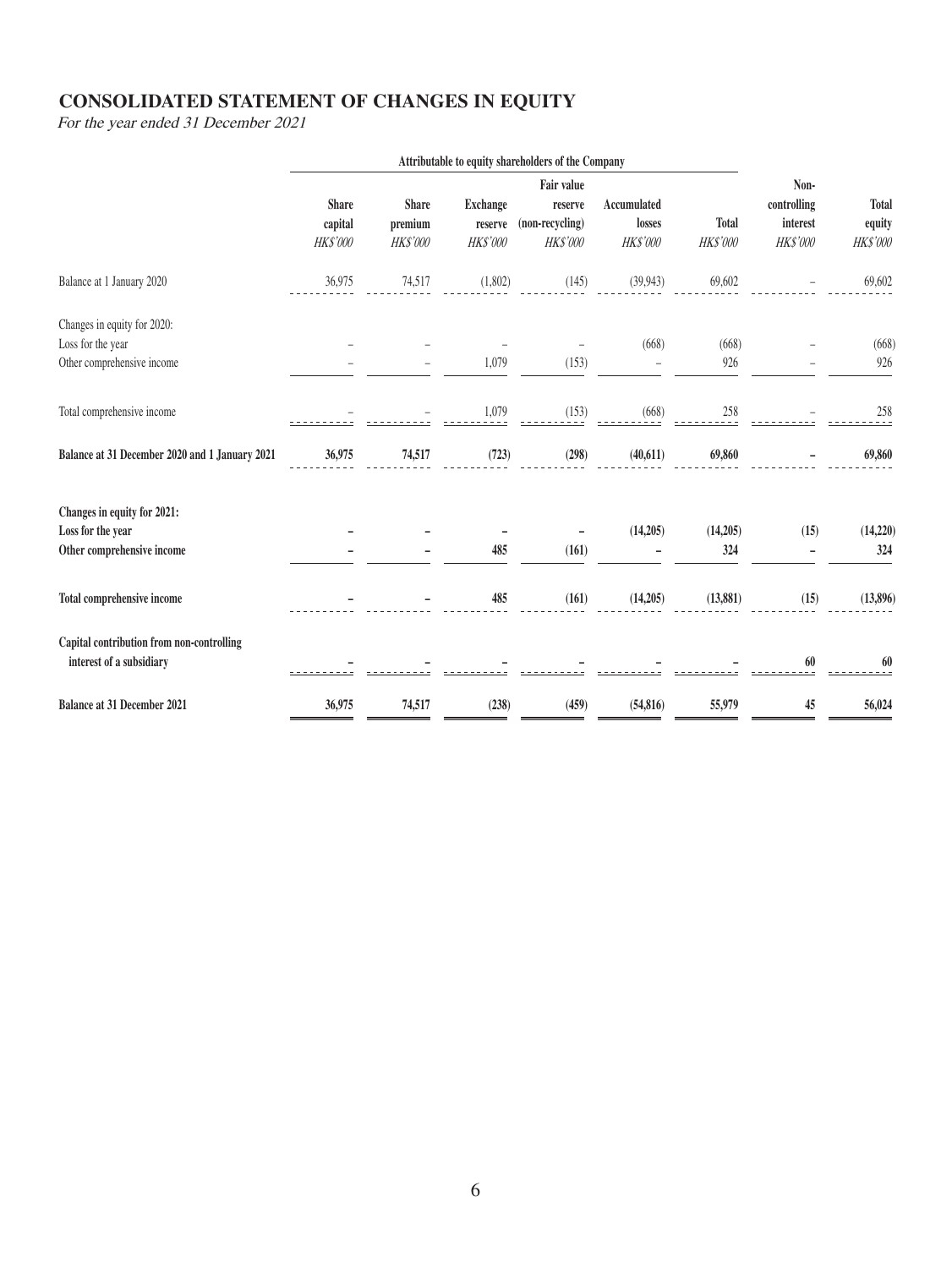# CONSOLIDATED STATEMENT OF CHANGES IN EQUITY

*For the year ended 31 December 2021*

| | Attributable to equity shareholders of the Company | | | | | | | |
|---|---|---|---|---|---|---|---|---|
| | Share capital | Share premium | Exchange reserve | Fair value reserve (non-recycling) | Accumulated losses | Total | Non-controlling interest | Total equity |
| | *HK$'000* | *HK$'000* | *HK$'000* | *HK$'000* | *HK$'000* | *HK$'000* | *HK$'000* | *HK$'000* |
| Balance at 1 January 2020 | 36,975 | 74,517 | (1,802) | (145) | (39,943) | 69,602 | – | 69,602 |
| Changes in equity for 2020: | | | | | | | | |
| Loss for the year | – | – | – | – | (668) | (668) | – | (668) |
| Other comprehensive income | – | – | 1,079 | (153) | – | 926 | – | 926 |
| Total comprehensive income | – | – | 1,079 | (153) | (668) | 258 | – | 258 |
| **Balance at 31 December 2020 and 1 January 2021** | **36,975** | **74,517** | **(723)** | **(298)** | **(40,611)** | **69,860** | **–** | **69,860** |
| **Changes in equity for 2021:** | | | | | | | | |
| **Loss for the year** | **–** | **–** | **–** | **–** | **(14,205)** | **(14,205)** | **(15)** | **(14,220)** |
| **Other comprehensive income** | **–** | **–** | **485** | **(161)** | **–** | **324** | **–** | **324** |
| **Total comprehensive income** | **–** | **–** | **485** | **(161)** | **(14,205)** | **(13,881)** | **(15)** | **(13,896)** |
| **Capital contribution from non-controlling interest of a subsidiary** | **–** | **–** | **–** | **–** | **–** | **–** | **60** | **60** |
| **Balance at 31 December 2021** | **36,975** | **74,517** | **(238)** | **(459)** | **(54,816)** | **55,979** | **45** | **56,024** |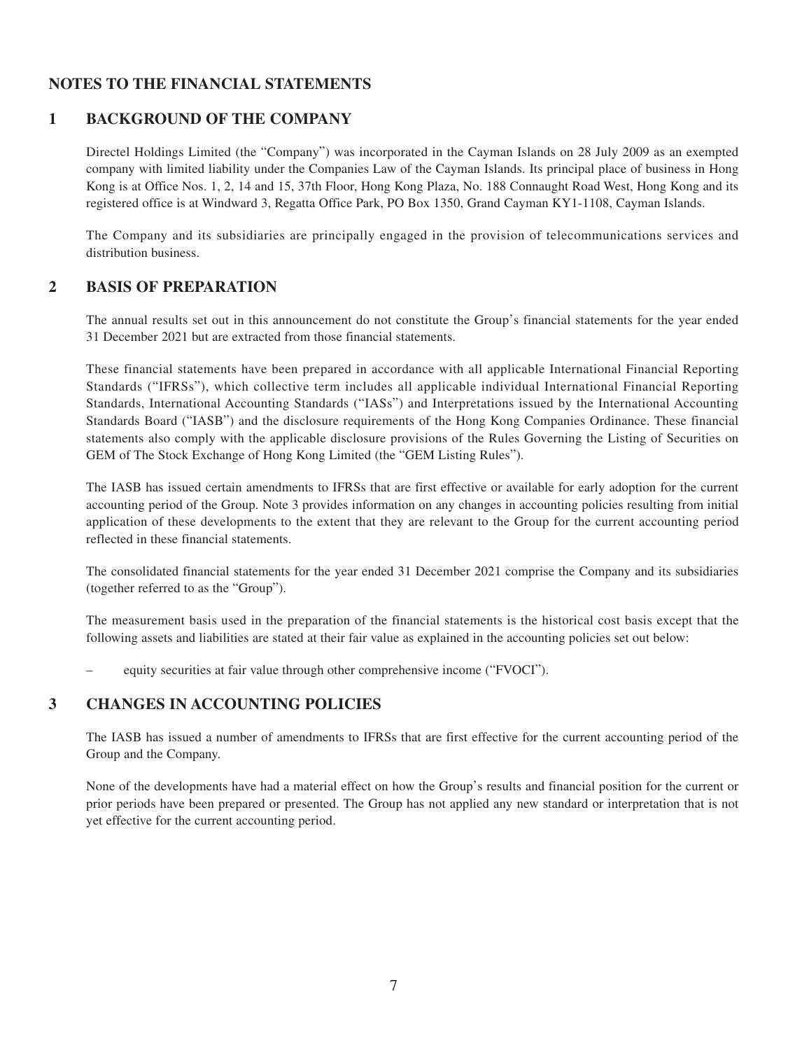# NOTES TO THE FINANCIAL STATEMENTS

## 1 BACKGROUND OF THE COMPANY

Directel Holdings Limited (the "Company") was incorporated in the Cayman Islands on 28 July 2009 as an exempted company with limited liability under the Companies Law of the Cayman Islands. Its principal place of business in Hong Kong is at Office Nos. 1, 2, 14 and 15, 37th Floor, Hong Kong Plaza, No. 188 Connaught Road West, Hong Kong and its registered office is at Windward 3, Regatta Office Park, PO Box 1350, Grand Cayman KY1-1108, Cayman Islands.

The Company and its subsidiaries are principally engaged in the provision of telecommunications services and distribution business.

## 2 BASIS OF PREPARATION

The annual results set out in this announcement do not constitute the Group's financial statements for the year ended 31 December 2021 but are extracted from those financial statements.

These financial statements have been prepared in accordance with all applicable International Financial Reporting Standards ("IFRSs"), which collective term includes all applicable individual International Financial Reporting Standards, International Accounting Standards ("IASs") and Interpretations issued by the International Accounting Standards Board ("IASB") and the disclosure requirements of the Hong Kong Companies Ordinance. These financial statements also comply with the applicable disclosure provisions of the Rules Governing the Listing of Securities on GEM of The Stock Exchange of Hong Kong Limited (the "GEM Listing Rules").

The IASB has issued certain amendments to IFRSs that are first effective or available for early adoption for the current accounting period of the Group. Note 3 provides information on any changes in accounting policies resulting from initial application of these developments to the extent that they are relevant to the Group for the current accounting period reflected in these financial statements.

The consolidated financial statements for the year ended 31 December 2021 comprise the Company and its subsidiaries (together referred to as the "Group").

The measurement basis used in the preparation of the financial statements is the historical cost basis except that the following assets and liabilities are stated at their fair value as explained in the accounting policies set out below:

– equity securities at fair value through other comprehensive income ("FVOCI").

## 3 CHANGES IN ACCOUNTING POLICIES

The IASB has issued a number of amendments to IFRSs that are first effective for the current accounting period of the Group and the Company.

None of the developments have had a material effect on how the Group's results and financial position for the current or prior periods have been prepared or presented. The Group has not applied any new standard or interpretation that is not yet effective for the current accounting period.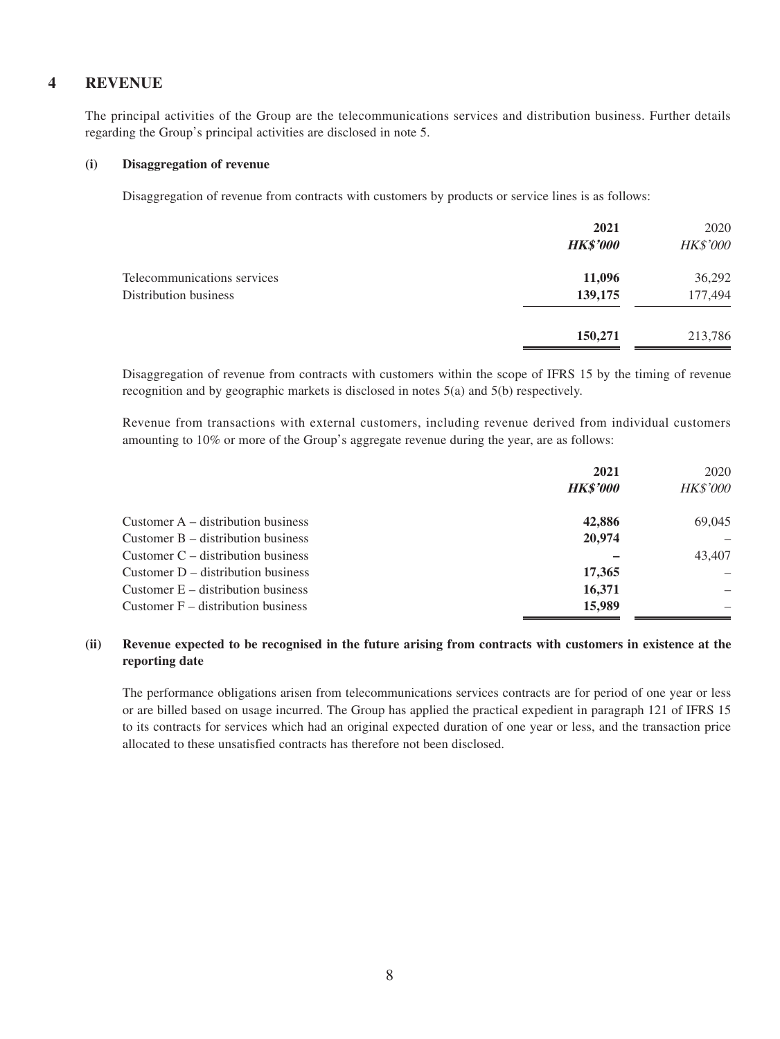## 4 REVENUE

The principal activities of the Group are the telecommunications services and distribution business. Further details regarding the Group's principal activities are disclosed in note 5.

### (i) Disaggregation of revenue

Disaggregation of revenue from contracts with customers by products or service lines is as follows:

| | 2021 | 2020 |
|---|---|---|
| | ***HK$'000*** | *HK$'000* |
| Telecommunications services | **11,096** | 36,292 |
| Distribution business | **139,175** | 177,494 |
| | **150,271** | 213,786 |

Disaggregation of revenue from contracts with customers within the scope of IFRS 15 by the timing of revenue recognition and by geographic markets is disclosed in notes 5(a) and 5(b) respectively.

Revenue from transactions with external customers, including revenue derived from individual customers amounting to 10% or more of the Group's aggregate revenue during the year, are as follows:

| | 2021 | 2020 |
|---|---|---|
| | ***HK$'000*** | *HK$'000* |
| Customer A – distribution business | **42,886** | 69,045 |
| Customer B – distribution business | **20,974** | – |
| Customer C – distribution business | **–** | 43,407 |
| Customer D – distribution business | **17,365** | – |
| Customer E – distribution business | **16,371** | – |
| Customer F – distribution business | **15,989** | – |

### (ii) Revenue expected to be recognised in the future arising from contracts with customers in existence at the reporting date

The performance obligations arisen from telecommunications services contracts are for period of one year or less or are billed based on usage incurred. The Group has applied the practical expedient in paragraph 121 of IFRS 15 to its contracts for services which had an original expected duration of one year or less, and the transaction price allocated to these unsatisfied contracts has therefore not been disclosed.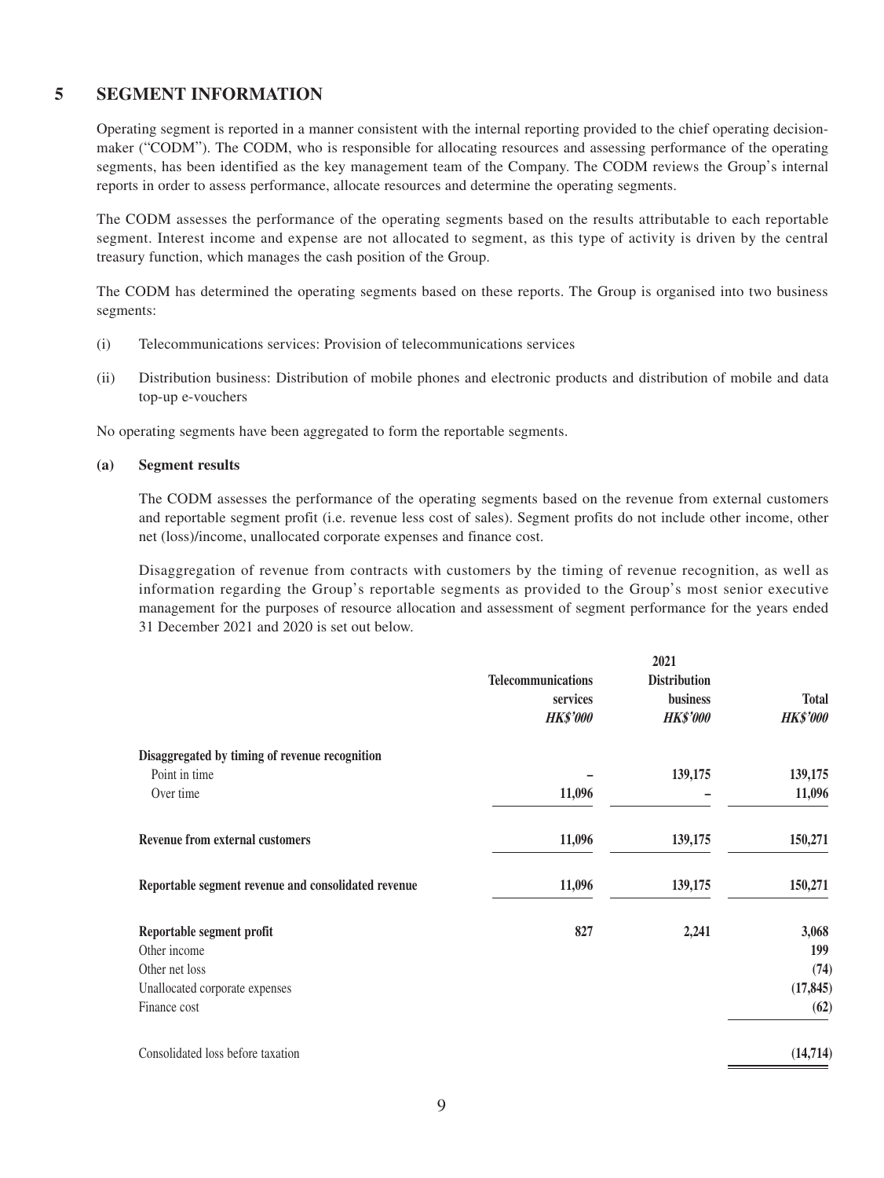## 5 SEGMENT INFORMATION

Operating segment is reported in a manner consistent with the internal reporting provided to the chief operating decision-maker ("CODM"). The CODM, who is responsible for allocating resources and assessing performance of the operating segments, has been identified as the key management team of the Company. The CODM reviews the Group's internal reports in order to assess performance, allocate resources and determine the operating segments.

The CODM assesses the performance of the operating segments based on the results attributable to each reportable segment. Interest income and expense are not allocated to segment, as this type of activity is driven by the central treasury function, which manages the cash position of the Group.

The CODM has determined the operating segments based on these reports. The Group is organised into two business segments:

(i) Telecommunications services: Provision of telecommunications services

(ii) Distribution business: Distribution of mobile phones and electronic products and distribution of mobile and data top-up e-vouchers

No operating segments have been aggregated to form the reportable segments.

### (a) Segment results

The CODM assesses the performance of the operating segments based on the revenue from external customers and reportable segment profit (i.e. revenue less cost of sales). Segment profits do not include other income, other net (loss)/income, unallocated corporate expenses and finance cost.

Disaggregation of revenue from contracts with customers by the timing of revenue recognition, as well as information regarding the Group's reportable segments as provided to the Group's most senior executive management for the purposes of resource allocation and assessment of segment performance for the years ended 31 December 2021 and 2020 is set out below.

| | 2021 | | |
|---|---|---|---|
| | **Telecommunications services** | **Distribution business** | **Total** |
| | ***HK$'000*** | ***HK$'000*** | ***HK$'000*** |
| **Disaggregated by timing of revenue recognition** | | | |
| Point in time | – | 139,175 | 139,175 |
| Over time | 11,096 | – | 11,096 |
| **Revenue from external customers** | **11,096** | **139,175** | **150,271** |
| **Reportable segment revenue and consolidated revenue** | **11,096** | **139,175** | **150,271** |
| **Reportable segment profit** | **827** | **2,241** | **3,068** |
| Other income | | | **199** |
| Other net loss | | | **(74)** |
| Unallocated corporate expenses | | | **(17,845)** |
| Finance cost | | | **(62)** |
| Consolidated loss before taxation | | | **(14,714)** |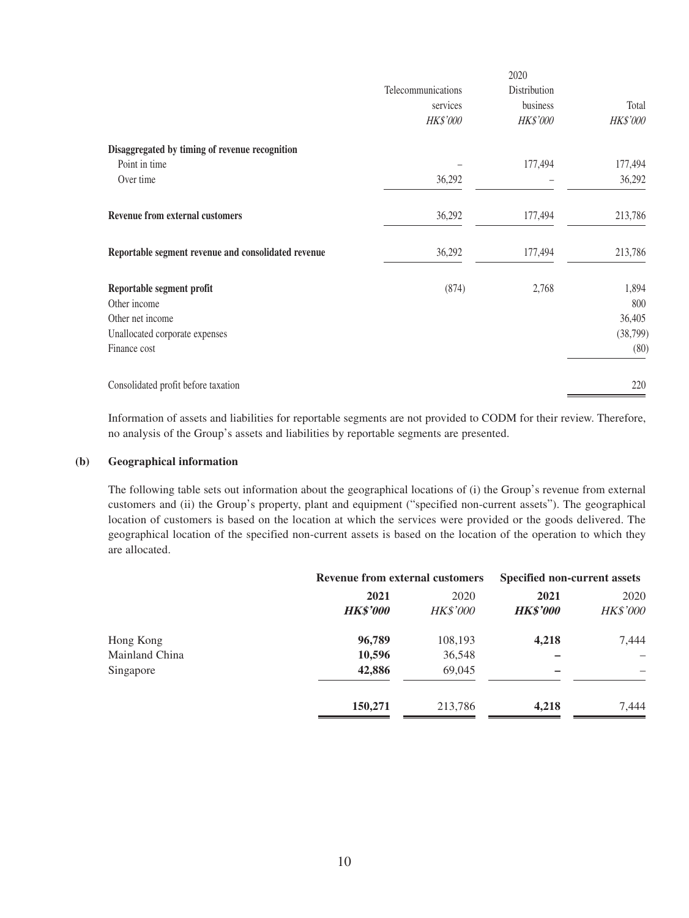| | 2020 | | |
|---|---|---|---|
| | Telecommunications services | Distribution business | Total |
| | *HK$'000* | *HK$'000* | *HK$'000* |
| **Disaggregated by timing of revenue recognition** | | | |
| Point in time | – | 177,494 | 177,494 |
| Over time | 36,292 | – | 36,292 |
| **Revenue from external customers** | 36,292 | 177,494 | 213,786 |
| **Reportable segment revenue and consolidated revenue** | 36,292 | 177,494 | 213,786 |
| **Reportable segment profit** | (874) | 2,768 | 1,894 |
| Other income | | | 800 |
| Other net income | | | 36,405 |
| Unallocated corporate expenses | | | (38,799) |
| Finance cost | | | (80) |
| Consolidated profit before taxation | | | 220 |

Information of assets and liabilities for reportable segments are not provided to CODM for their review. Therefore, no analysis of the Group's assets and liabilities by reportable segments are presented.

**(b) Geographical information**

The following table sets out information about the geographical locations of (i) the Group's revenue from external customers and (ii) the Group's property, plant and equipment ("specified non-current assets"). The geographical location of customers is based on the location at which the services were provided or the goods delivered. The geographical location of the specified non-current assets is based on the location of the operation to which they are allocated.

| | **Revenue from external customers** | | **Specified non-current assets** | |
|---|---|---|---|---|
| | **2021** | 2020 | **2021** | 2020 |
| | ***HK$'000*** | *HK$'000* | ***HK$'000*** | *HK$'000* |
| Hong Kong | **96,789** | 108,193 | **4,218** | 7,444 |
| Mainland China | **10,596** | 36,548 | **–** | – |
| Singapore | **42,886** | 69,045 | **–** | – |
| | **150,271** | 213,786 | **4,218** | 7,444 |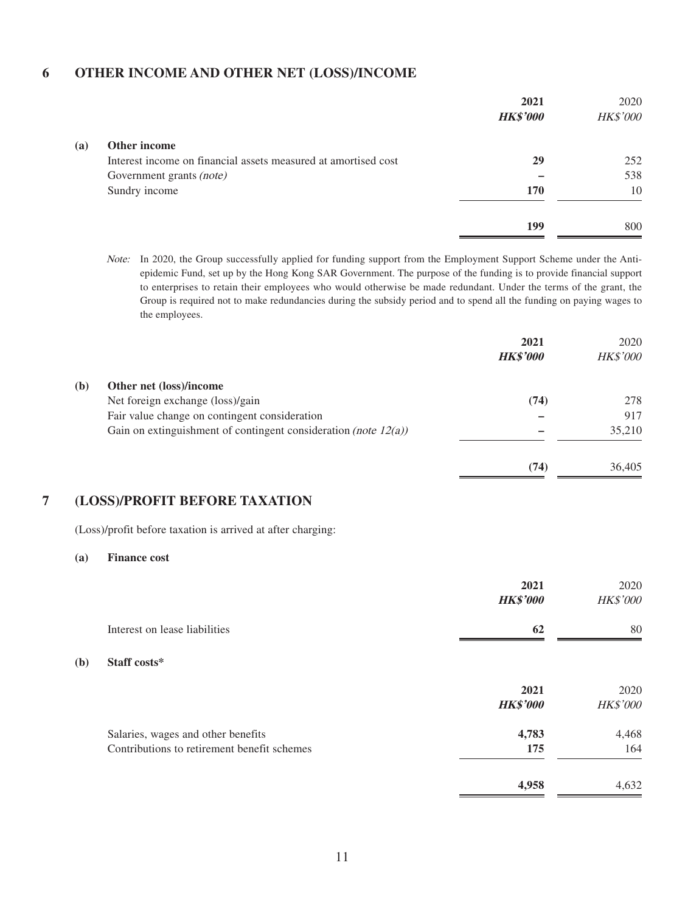## 6 OTHER INCOME AND OTHER NET (LOSS)/INCOME

| | **2021** | 2020 |
|---|---|---|
| | ***HK$'000*** | *HK$'000* |
| **(a) Other income** | | |
| Interest income on financial assets measured at amortised cost | **29** | 252 |
| Government grants *(note)* | **–** | 538 |
| Sundry income | **170** | 10 |
| | **199** | 800 |

*Note:* In 2020, the Group successfully applied for funding support from the Employment Support Scheme under the Anti-epidemic Fund, set up by the Hong Kong SAR Government. The purpose of the funding is to provide financial support to enterprises to retain their employees who would otherwise be made redundant. Under the terms of the grant, the Group is required not to make redundancies during the subsidy period and to spend all the funding on paying wages to the employees.

| | **2021** | 2020 |
|---|---|---|
| | ***HK$'000*** | *HK$'000* |
| **(b) Other net (loss)/income** | | |
| Net foreign exchange (loss)/gain | **(74)** | 278 |
| Fair value change on contingent consideration | **–** | 917 |
| Gain on extinguishment of contingent consideration *(note 12(a))* | **–** | 35,210 |
| | **(74)** | 36,405 |

## 7 (LOSS)/PROFIT BEFORE TAXATION

(Loss)/profit before taxation is arrived at after charging:

**(a) Finance cost**

| | **2021** | 2020 |
|---|---|---|
| | ***HK$'000*** | *HK$'000* |
| Interest on lease liabilities | **62** | 80 |

**(b) Staff costs***

| | **2021** | 2020 |
|---|---|---|
| | ***HK$'000*** | *HK$'000* |
| Salaries, wages and other benefits | **4,783** | 4,468 |
| Contributions to retirement benefit schemes | **175** | 164 |
| | **4,958** | 4,632 |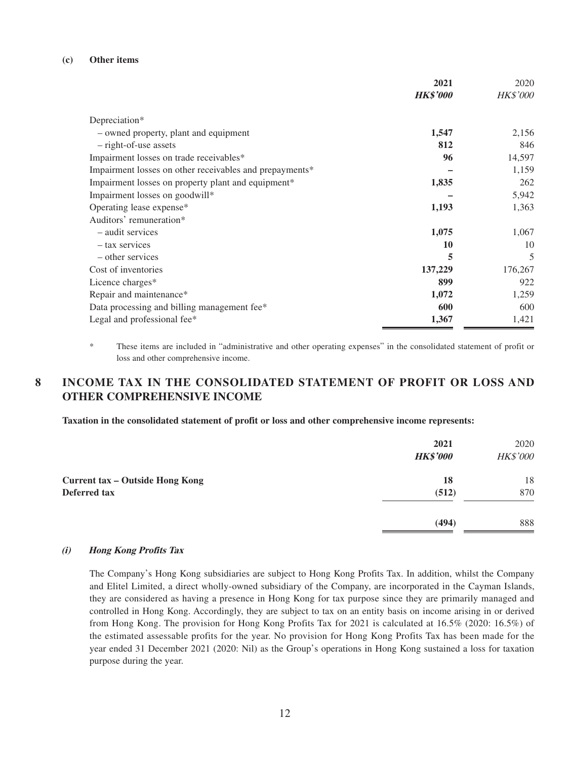**(c) Other items**

| | 2021 | 2020 |
|---|---|---|
| | ***HK$'000*** | *HK$'000* |
| Depreciation* | | |
| – owned property, plant and equipment | **1,547** | 2,156 |
| – right-of-use assets | **812** | 846 |
| Impairment losses on trade receivables* | **96** | 14,597 |
| Impairment losses on other receivables and prepayments* | **–** | 1,159 |
| Impairment losses on property plant and equipment* | **1,835** | 262 |
| Impairment losses on goodwill* | **–** | 5,942 |
| Operating lease expense* | **1,193** | 1,363 |
| Auditors' remuneration* | | |
| – audit services | **1,075** | 1,067 |
| – tax services | **10** | 10 |
| – other services | **5** | 5 |
| Cost of inventories | **137,229** | 176,267 |
| Licence charges* | **899** | 922 |
| Repair and maintenance* | **1,072** | 1,259 |
| Data processing and billing management fee* | **600** | 600 |
| Legal and professional fee* | **1,367** | 1,421 |

\* These items are included in "administrative and other operating expenses" in the consolidated statement of profit or loss and other comprehensive income.

## 8 INCOME TAX IN THE CONSOLIDATED STATEMENT OF PROFIT OR LOSS AND OTHER COMPREHENSIVE INCOME

**Taxation in the consolidated statement of profit or loss and other comprehensive income represents:**

| | 2021 | 2020 |
|---|---|---|
| | ***HK$'000*** | *HK$'000* |
| **Current tax – Outside Hong Kong** | **18** | 18 |
| **Deferred tax** | **(512)** | 870 |
| | **(494)** | 888 |

***(i) Hong Kong Profits Tax***

The Company's Hong Kong subsidiaries are subject to Hong Kong Profits Tax. In addition, whilst the Company and Elitel Limited, a direct wholly-owned subsidiary of the Company, are incorporated in the Cayman Islands, they are considered as having a presence in Hong Kong for tax purpose since they are primarily managed and controlled in Hong Kong. Accordingly, they are subject to tax on an entity basis on income arising in or derived from Hong Kong. The provision for Hong Kong Profits Tax for 2021 is calculated at 16.5% (2020: 16.5%) of the estimated assessable profits for the year. No provision for Hong Kong Profits Tax has been made for the year ended 31 December 2021 (2020: Nil) as the Group's operations in Hong Kong sustained a loss for taxation purpose during the year.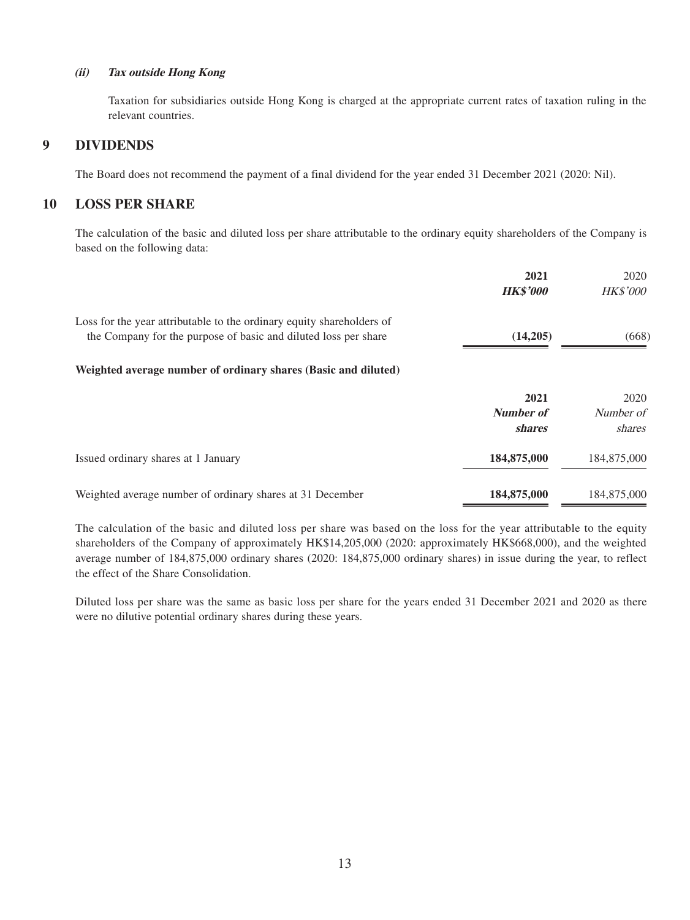#### *(ii) Tax outside Hong Kong*

Taxation for subsidiaries outside Hong Kong is charged at the appropriate current rates of taxation ruling in the relevant countries.

## 9 DIVIDENDS

The Board does not recommend the payment of a final dividend for the year ended 31 December 2021 (2020: Nil).

## 10 LOSS PER SHARE

The calculation of the basic and diluted loss per share attributable to the ordinary equity shareholders of the Company is based on the following data:

| | **2021** | 2020 |
|---|---|---|
| | ***HK$'000*** | *HK$'000* |
| Loss for the year attributable to the ordinary equity shareholders of the Company for the purpose of basic and diluted loss per share | **(14,205)** | (668) |

**Weighted average number of ordinary shares (Basic and diluted)**

| | **2021** | 2020 |
|---|---|---|
| | ***Number of shares*** | *Number of shares* |
| Issued ordinary shares at 1 January | **184,875,000** | 184,875,000 |
| Weighted average number of ordinary shares at 31 December | **184,875,000** | 184,875,000 |

The calculation of the basic and diluted loss per share was based on the loss for the year attributable to the equity shareholders of the Company of approximately HK$14,205,000 (2020: approximately HK$668,000), and the weighted average number of 184,875,000 ordinary shares (2020: 184,875,000 ordinary shares) in issue during the year, to reflect the effect of the Share Consolidation.

Diluted loss per share was the same as basic loss per share for the years ended 31 December 2021 and 2020 as there were no dilutive potential ordinary shares during these years.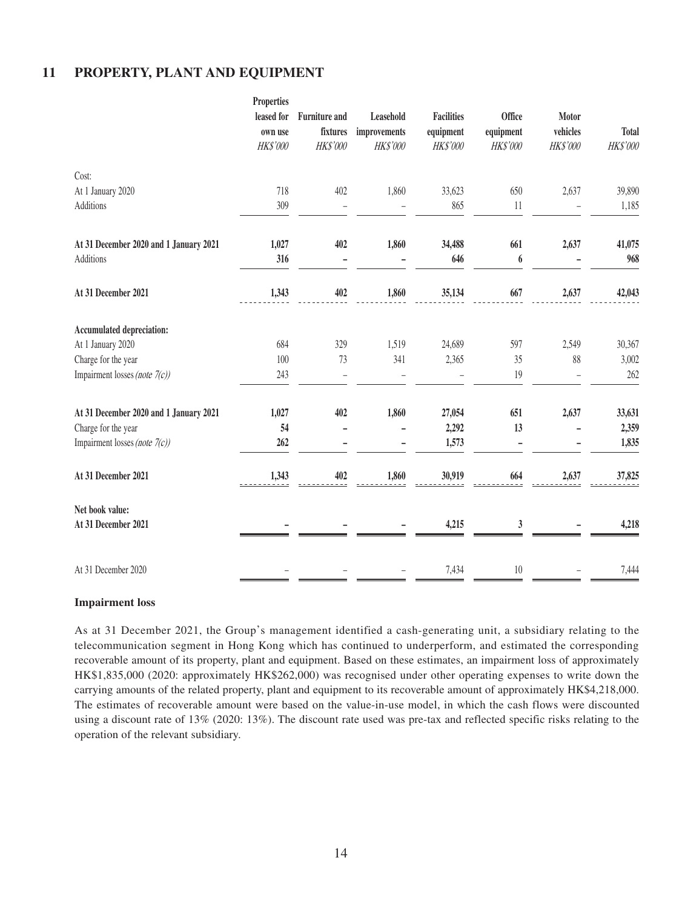## 11 PROPERTY, PLANT AND EQUIPMENT

| | Properties leased for own use | Furniture and fixtures | Leasehold improvements | Facilities equipment | Office equipment | Motor vehicles | Total |
|---|---|---|---|---|---|---|---|
| | *HK$'000* | *HK$'000* | *HK$'000* | *HK$'000* | *HK$'000* | *HK$'000* | *HK$'000* |
| Cost: | | | | | | | |
| At 1 January 2020 | 718 | 402 | 1,860 | 33,623 | 650 | 2,637 | 39,890 |
| Additions | 309 | – | – | 865 | 11 | – | 1,185 |
| **At 31 December 2020 and 1 January 2021** | **1,027** | **402** | **1,860** | **34,488** | **661** | **2,637** | **41,075** |
| Additions | **316** | **–** | **–** | **646** | **6** | **–** | **968** |
| **At 31 December 2021** | **1,343** | **402** | **1,860** | **35,134** | **667** | **2,637** | **42,043** |
| **Accumulated depreciation:** | | | | | | | |
| At 1 January 2020 | 684 | 329 | 1,519 | 24,689 | 597 | 2,549 | 30,367 |
| Charge for the year | 100 | 73 | 341 | 2,365 | 35 | 88 | 3,002 |
| Impairment losses *(note 7(c))* | 243 | – | – | – | 19 | – | 262 |
| **At 31 December 2020 and 1 January 2021** | **1,027** | **402** | **1,860** | **27,054** | **651** | **2,637** | **33,631** |
| Charge for the year | **54** | **–** | **–** | **2,292** | **13** | **–** | **2,359** |
| Impairment losses *(note 7(c))* | **262** | **–** | **–** | **1,573** | **–** | **–** | **1,835** |
| **At 31 December 2021** | **1,343** | **402** | **1,860** | **30,919** | **664** | **2,637** | **37,825** |
| **Net book value:** | | | | | | | |
| **At 31 December 2021** | **–** | **–** | **–** | **4,215** | **3** | **–** | **4,218** |
| At 31 December 2020 | – | – | – | 7,434 | 10 | – | 7,444 |

**Impairment loss**

As at 31 December 2021, the Group's management identified a cash-generating unit, a subsidiary relating to the telecommunication segment in Hong Kong which has continued to underperform, and estimated the corresponding recoverable amount of its property, plant and equipment. Based on these estimates, an impairment loss of approximately HK$1,835,000 (2020: approximately HK$262,000) was recognised under other operating expenses to write down the carrying amounts of the related property, plant and equipment to its recoverable amount of approximately HK$4,218,000. The estimates of recoverable amount were based on the value-in-use model, in which the cash flows were discounted using a discount rate of 13% (2020: 13%). The discount rate used was pre-tax and reflected specific risks relating to the operation of the relevant subsidiary.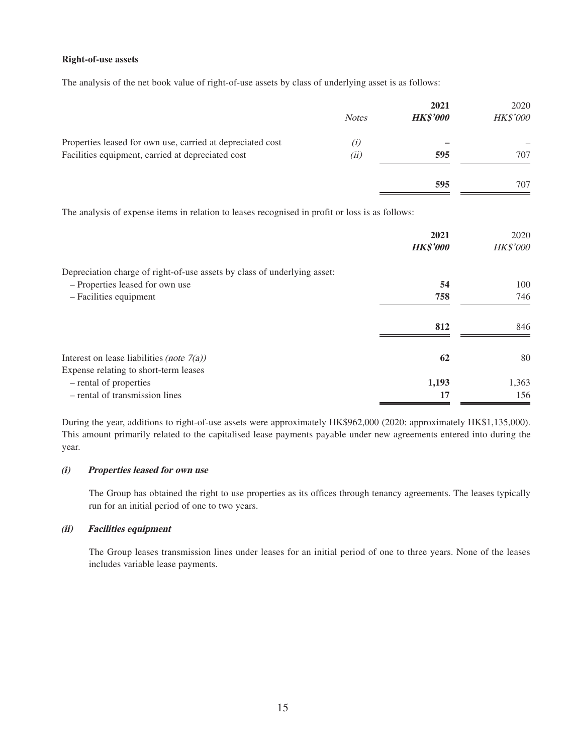**Right-of-use assets**

The analysis of the net book value of right-of-use assets by class of underlying asset is as follows:

| | *Notes* | **2021** **HK$'000** | 2020 HK$'000 |
|---|---|---|---|
| Properties leased for own use, carried at depreciated cost | *(i)* | **–** | – |
| Facilities equipment, carried at depreciated cost | *(ii)* | **595** | 707 |
| | | **595** | 707 |

The analysis of expense items in relation to leases recognised in profit or loss is as follows:

| | **2021** **HK$'000** | 2020 HK$'000 |
|---|---|---|
| Depreciation charge of right-of-use assets by class of underlying asset: | | |
| – Properties leased for own use | **54** | 100 |
| – Facilities equipment | **758** | 746 |
| | **812** | 846 |
| Interest on lease liabilities *(note 7(a))* | **62** | 80 |
| Expense relating to short-term leases | | |
| – rental of properties | **1,193** | 1,363 |
| – rental of transmission lines | **17** | 156 |

During the year, additions to right-of-use assets were approximately HK$962,000 (2020: approximately HK$1,135,000). This amount primarily related to the capitalised lease payments payable under new agreements entered into during the year.

***(i) Properties leased for own use***

The Group has obtained the right to use properties as its offices through tenancy agreements. The leases typically run for an initial period of one to two years.

***(ii) Facilities equipment***

The Group leases transmission lines under leases for an initial period of one to three years. None of the leases includes variable lease payments.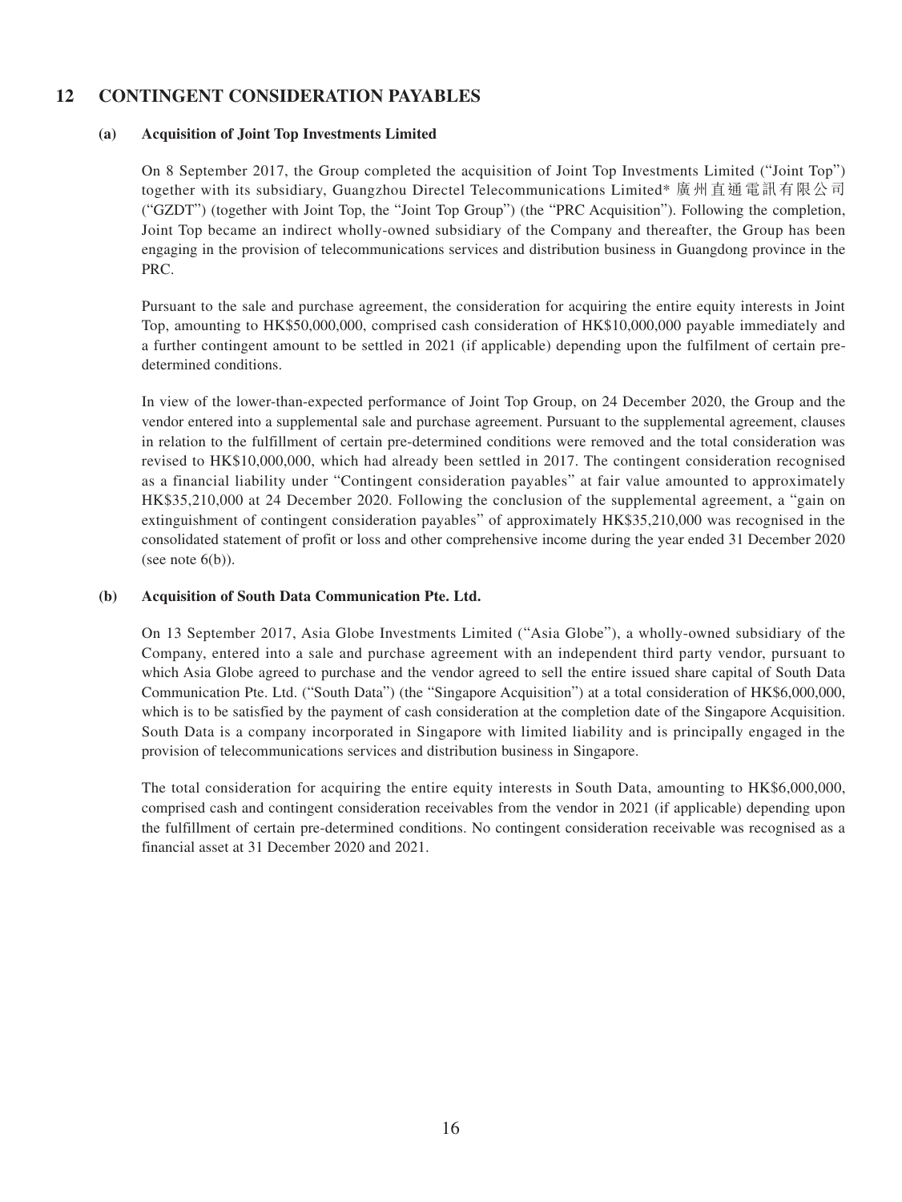## 12 CONTINGENT CONSIDERATION PAYABLES

### (a) Acquisition of Joint Top Investments Limited

On 8 September 2017, the Group completed the acquisition of Joint Top Investments Limited ("Joint Top") together with its subsidiary, Guangzhou Directel Telecommunications Limited* 廣州直通電訊有限公司 ("GZDT") (together with Joint Top, the "Joint Top Group") (the "PRC Acquisition"). Following the completion, Joint Top became an indirect wholly-owned subsidiary of the Company and thereafter, the Group has been engaging in the provision of telecommunications services and distribution business in Guangdong province in the PRC.

Pursuant to the sale and purchase agreement, the consideration for acquiring the entire equity interests in Joint Top, amounting to HK$50,000,000, comprised cash consideration of HK$10,000,000 payable immediately and a further contingent amount to be settled in 2021 (if applicable) depending upon the fulfilment of certain pre-determined conditions.

In view of the lower-than-expected performance of Joint Top Group, on 24 December 2020, the Group and the vendor entered into a supplemental sale and purchase agreement. Pursuant to the supplemental agreement, clauses in relation to the fulfillment of certain pre-determined conditions were removed and the total consideration was revised to HK$10,000,000, which had already been settled in 2017. The contingent consideration recognised as a financial liability under "Contingent consideration payables" at fair value amounted to approximately HK$35,210,000 at 24 December 2020. Following the conclusion of the supplemental agreement, a "gain on extinguishment of contingent consideration payables" of approximately HK$35,210,000 was recognised in the consolidated statement of profit or loss and other comprehensive income during the year ended 31 December 2020 (see note 6(b)).

### (b) Acquisition of South Data Communication Pte. Ltd.

On 13 September 2017, Asia Globe Investments Limited ("Asia Globe"), a wholly-owned subsidiary of the Company, entered into a sale and purchase agreement with an independent third party vendor, pursuant to which Asia Globe agreed to purchase and the vendor agreed to sell the entire issued share capital of South Data Communication Pte. Ltd. ("South Data") (the "Singapore Acquisition") at a total consideration of HK$6,000,000, which is to be satisfied by the payment of cash consideration at the completion date of the Singapore Acquisition. South Data is a company incorporated in Singapore with limited liability and is principally engaged in the provision of telecommunications services and distribution business in Singapore.

The total consideration for acquiring the entire equity interests in South Data, amounting to HK$6,000,000, comprised cash and contingent consideration receivables from the vendor in 2021 (if applicable) depending upon the fulfillment of certain pre-determined conditions. No contingent consideration receivable was recognised as a financial asset at 31 December 2020 and 2021.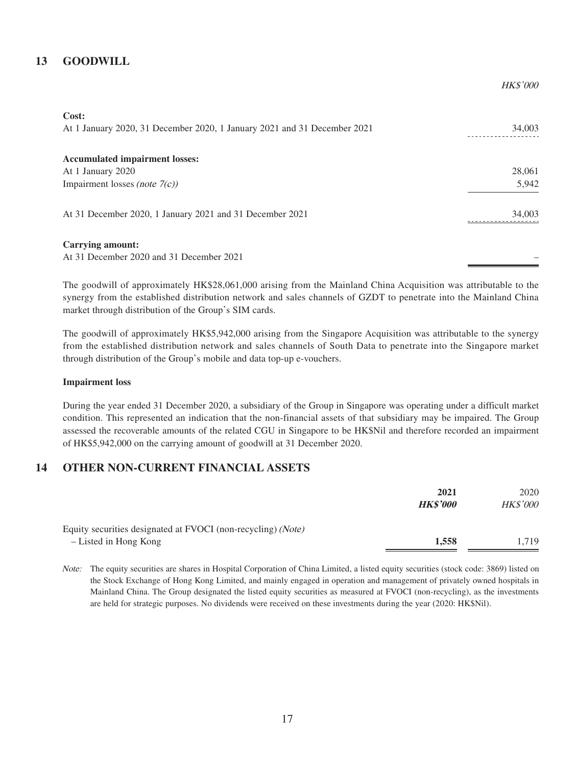## 13 GOODWILL

| | *HK$'000* |
|---|---|
| **Cost:** | |
| At 1 January 2020, 31 December 2020, 1 January 2021 and 31 December 2021 | 34,003 |
| **Accumulated impairment losses:** | |
| At 1 January 2020 | 28,061 |
| Impairment losses *(note 7(c))* | 5,942 |
| At 31 December 2020, 1 January 2021 and 31 December 2021 | 34,003 |
| **Carrying amount:** | |
| At 31 December 2020 and 31 December 2021 | – |

The goodwill of approximately HK$28,061,000 arising from the Mainland China Acquisition was attributable to the synergy from the established distribution network and sales channels of GZDT to penetrate into the Mainland China market through distribution of the Group's SIM cards.

The goodwill of approximately HK$5,942,000 arising from the Singapore Acquisition was attributable to the synergy from the established distribution network and sales channels of South Data to penetrate into the Singapore market through distribution of the Group's mobile and data top-up e-vouchers.

**Impairment loss**

During the year ended 31 December 2020, a subsidiary of the Group in Singapore was operating under a difficult market condition. This represented an indication that the non-financial assets of that subsidiary may be impaired. The Group assessed the recoverable amounts of the related CGU in Singapore to be HK$Nil and therefore recorded an impairment of HK$5,942,000 on the carrying amount of goodwill at 31 December 2020.

## 14 OTHER NON-CURRENT FINANCIAL ASSETS

| | **2021** | 2020 |
|---|---|---|
| | ***HK$'000*** | *HK$'000* |
| Equity securities designated at FVOCI (non-recycling) *(Note)* | | |
| – Listed in Hong Kong | **1,558** | 1,719 |

*Note:* The equity securities are shares in Hospital Corporation of China Limited, a listed equity securities (stock code: 3869) listed on the Stock Exchange of Hong Kong Limited, and mainly engaged in operation and management of privately owned hospitals in Mainland China. The Group designated the listed equity securities as measured at FVOCI (non-recycling), as the investments are held for strategic purposes. No dividends were received on these investments during the year (2020: HK$Nil).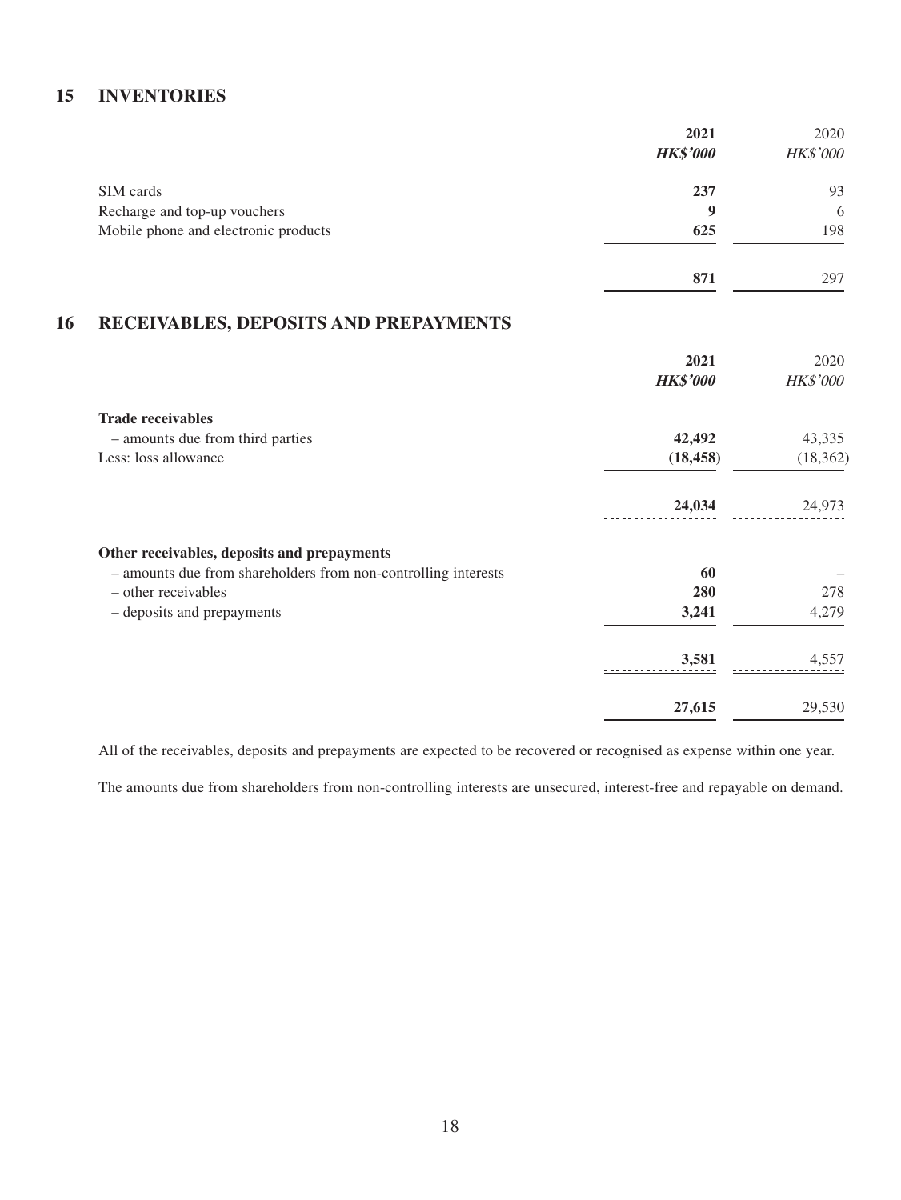## 15 INVENTORIES

| | **2021** | 2020 |
|---|---|---|
| | ***HK$'000*** | *HK$'000* |
| SIM cards | **237** | 93 |
| Recharge and top-up vouchers | **9** | 6 |
| Mobile phone and electronic products | **625** | 198 |
| | **871** | 297 |

## 16 RECEIVABLES, DEPOSITS AND PREPAYMENTS

| | **2021** | 2020 |
|---|---|---|
| | ***HK$'000*** | *HK$'000* |
| **Trade receivables** | | |
| – amounts due from third parties | **42,492** | 43,335 |
| Less: loss allowance | **(18,458)** | (18,362) |
| | **24,034** | 24,973 |
| **Other receivables, deposits and prepayments** | | |
| – amounts due from shareholders from non-controlling interests | **60** | – |
| – other receivables | **280** | 278 |
| – deposits and prepayments | **3,241** | 4,279 |
| | **3,581** | 4,557 |
| | **27,615** | 29,530 |

All of the receivables, deposits and prepayments are expected to be recovered or recognised as expense within one year.

The amounts due from shareholders from non-controlling interests are unsecured, interest-free and repayable on demand.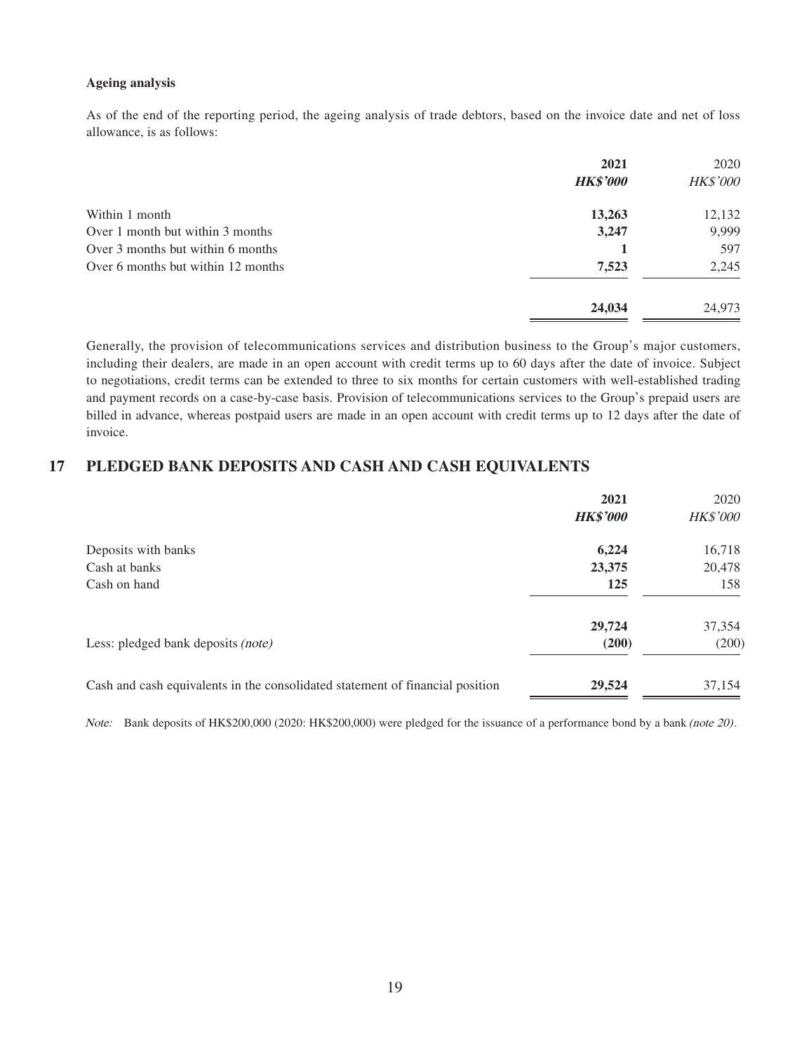**Ageing analysis**

As of the end of the reporting period, the ageing analysis of trade debtors, based on the invoice date and net of loss allowance, is as follows:

| | **2021** | 2020 |
|---|---|---|
| | ***HK$'000*** | *HK$'000* |
| Within 1 month | **13,263** | 12,132 |
| Over 1 month but within 3 months | **3,247** | 9,999 |
| Over 3 months but within 6 months | **1** | 597 |
| Over 6 months but within 12 months | **7,523** | 2,245 |
| | **24,034** | 24,973 |

Generally, the provision of telecommunications services and distribution business to the Group's major customers, including their dealers, are made in an open account with credit terms up to 60 days after the date of invoice. Subject to negotiations, credit terms can be extended to three to six months for certain customers with well-established trading and payment records on a case-by-case basis. Provision of telecommunications services to the Group's prepaid users are billed in advance, whereas postpaid users are made in an open account with credit terms up to 12 days after the date of invoice.

## 17 PLEDGED BANK DEPOSITS AND CASH AND CASH EQUIVALENTS

| | **2021** | 2020 |
|---|---|---|
| | ***HK$'000*** | *HK$'000* |
| Deposits with banks | **6,224** | 16,718 |
| Cash at banks | **23,375** | 20,478 |
| Cash on hand | **125** | 158 |
| | **29,724** | 37,354 |
| Less: pledged bank deposits *(note)* | **(200)** | (200) |
| Cash and cash equivalents in the consolidated statement of financial position | **29,524** | 37,154 |

*Note:* Bank deposits of HK$200,000 (2020: HK$200,000) were pledged for the issuance of a performance bond by a bank *(note 20)*.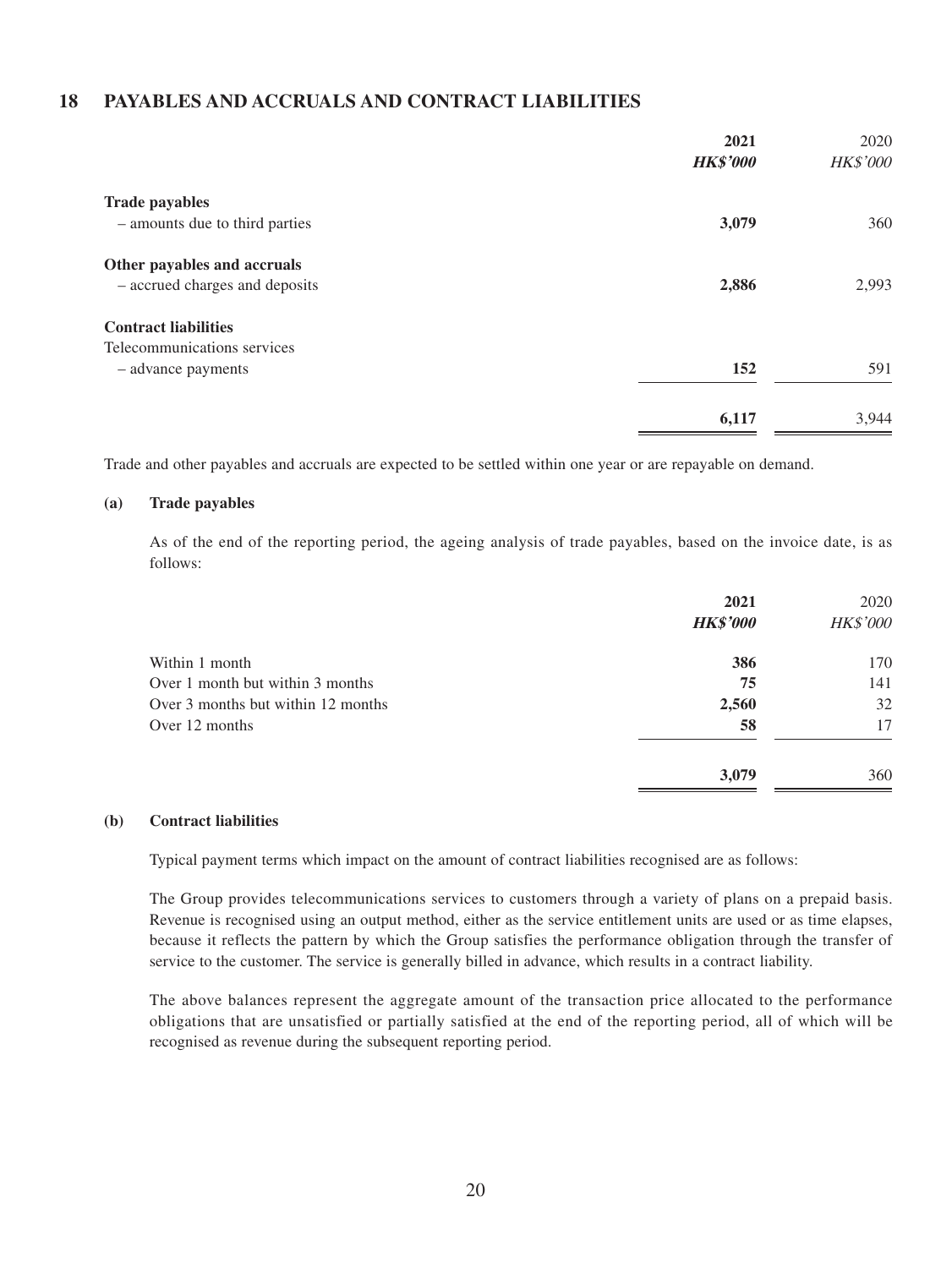## 18 PAYABLES AND ACCRUALS AND CONTRACT LIABILITIES

| | **2021** | 2020 |
|---|---|---|
| | ***HK$'000*** | *HK$'000* |
| **Trade payables** | | |
| – amounts due to third parties | **3,079** | 360 |
| **Other payables and accruals** | | |
| – accrued charges and deposits | **2,886** | 2,993 |
| **Contract liabilities** | | |
| Telecommunications services | | |
| – advance payments | **152** | 591 |
| | **6,117** | 3,944 |

Trade and other payables and accruals are expected to be settled within one year or are repayable on demand.

### (a) Trade payables

As of the end of the reporting period, the ageing analysis of trade payables, based on the invoice date, is as follows:

| | **2021** | 2020 |
|---|---|---|
| | ***HK$'000*** | *HK$'000* |
| Within 1 month | **386** | 170 |
| Over 1 month but within 3 months | **75** | 141 |
| Over 3 months but within 12 months | **2,560** | 32 |
| Over 12 months | **58** | 17 |
| | **3,079** | 360 |

### (b) Contract liabilities

Typical payment terms which impact on the amount of contract liabilities recognised are as follows:

The Group provides telecommunications services to customers through a variety of plans on a prepaid basis. Revenue is recognised using an output method, either as the service entitlement units are used or as time elapses, because it reflects the pattern by which the Group satisfies the performance obligation through the transfer of service to the customer. The service is generally billed in advance, which results in a contract liability.

The above balances represent the aggregate amount of the transaction price allocated to the performance obligations that are unsatisfied or partially satisfied at the end of the reporting period, all of which will be recognised as revenue during the subsequent reporting period.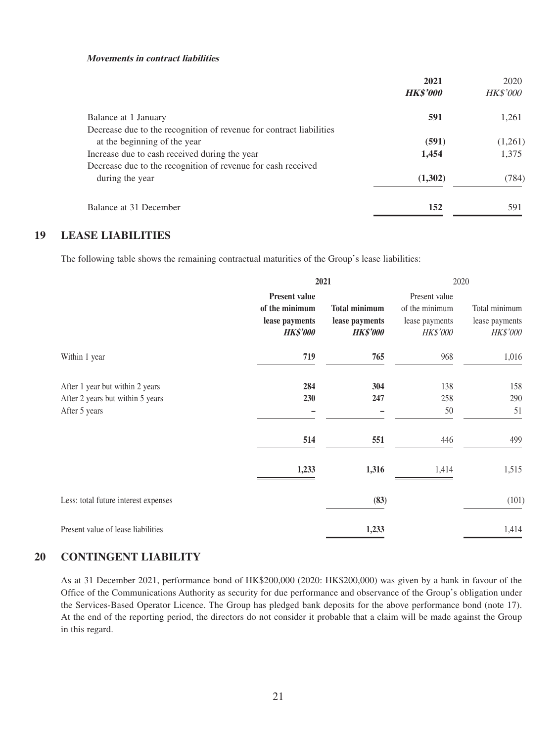***Movements in contract liabilities***

| | **2021** | 2020 |
|---|---|---|
| | ***HK$'000*** | *HK$'000* |
| Balance at 1 January | **591** | 1,261 |
| Decrease due to the recognition of revenue for contract liabilities at the beginning of the year | **(591)** | (1,261) |
| Increase due to cash received during the year | **1,454** | 1,375 |
| Decrease due to the recognition of revenue for cash received during the year | **(1,302)** | (784) |
| Balance at 31 December | **152** | 591 |

## 19 LEASE LIABILITIES

The following table shows the remaining contractual maturities of the Group's lease liabilities:

| | **2021** | | 2020 | |
|---|---|---|---|---|
| | **Present value of the minimum lease payments** | **Total minimum lease payments** | Present value of the minimum lease payments | Total minimum lease payments |
| | ***HK$'000*** | ***HK$'000*** | *HK$'000* | *HK$'000* |
| Within 1 year | **719** | **765** | 968 | 1,016 |
| After 1 year but within 2 years | **284** | **304** | 138 | 158 |
| After 2 years but within 5 years | **230** | **247** | 258 | 290 |
| After 5 years | **–** | **–** | 50 | 51 |
| | **514** | **551** | 446 | 499 |
| | **1,233** | **1,316** | 1,414 | 1,515 |
| Less: total future interest expenses | | **(83)** | | (101) |
| Present value of lease liabilities | | **1,233** | | 1,414 |

## 20 CONTINGENT LIABILITY

As at 31 December 2021, performance bond of HK$200,000 (2020: HK$200,000) was given by a bank in favour of the Office of the Communications Authority as security for due performance and observance of the Group's obligation under the Services-Based Operator Licence. The Group has pledged bank deposits for the above performance bond (note 17). At the end of the reporting period, the directors do not consider it probable that a claim will be made against the Group in this regard.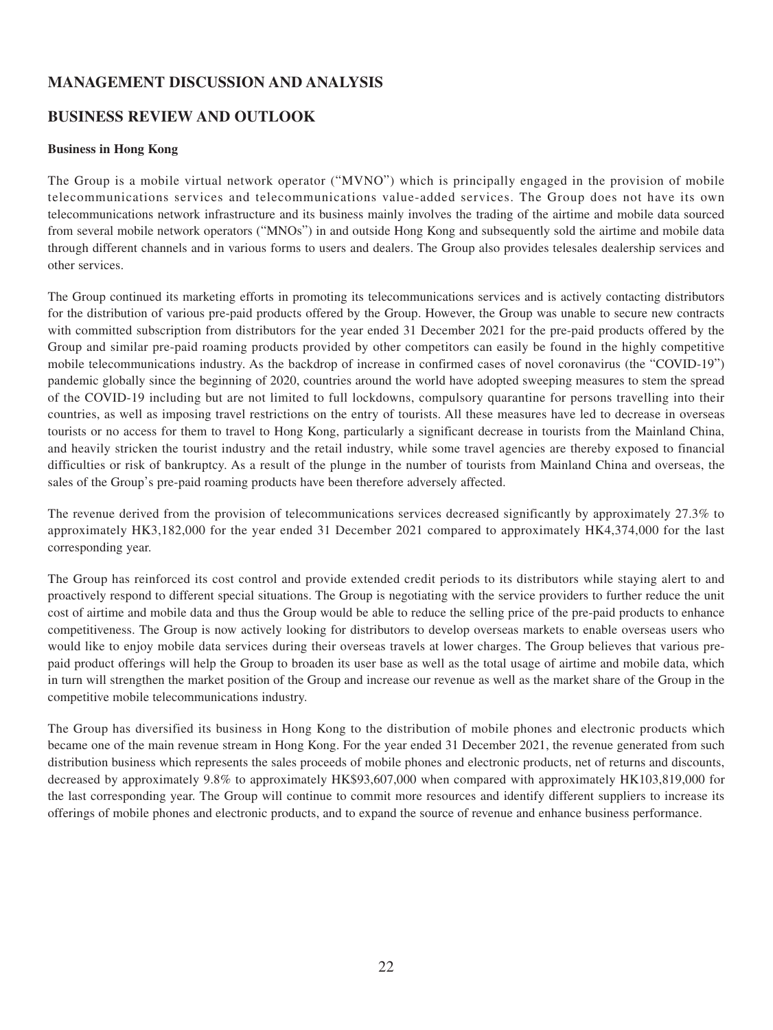## MANAGEMENT DISCUSSION AND ANALYSIS

## BUSINESS REVIEW AND OUTLOOK

**Business in Hong Kong**

The Group is a mobile virtual network operator ("MVNO") which is principally engaged in the provision of mobile telecommunications services and telecommunications value-added services. The Group does not have its own telecommunications network infrastructure and its business mainly involves the trading of the airtime and mobile data sourced from several mobile network operators ("MNOs") in and outside Hong Kong and subsequently sold the airtime and mobile data through different channels and in various forms to users and dealers. The Group also provides telesales dealership services and other services.

The Group continued its marketing efforts in promoting its telecommunications services and is actively contacting distributors for the distribution of various pre-paid products offered by the Group. However, the Group was unable to secure new contracts with committed subscription from distributors for the year ended 31 December 2021 for the pre-paid products offered by the Group and similar pre-paid roaming products provided by other competitors can easily be found in the highly competitive mobile telecommunications industry. As the backdrop of increase in confirmed cases of novel coronavirus (the "COVID-19") pandemic globally since the beginning of 2020, countries around the world have adopted sweeping measures to stem the spread of the COVID-19 including but are not limited to full lockdowns, compulsory quarantine for persons travelling into their countries, as well as imposing travel restrictions on the entry of tourists. All these measures have led to decrease in overseas tourists or no access for them to travel to Hong Kong, particularly a significant decrease in tourists from the Mainland China, and heavily stricken the tourist industry and the retail industry, while some travel agencies are thereby exposed to financial difficulties or risk of bankruptcy. As a result of the plunge in the number of tourists from Mainland China and overseas, the sales of the Group's pre-paid roaming products have been therefore adversely affected.

The revenue derived from the provision of telecommunications services decreased significantly by approximately 27.3% to approximately HK3,182,000 for the year ended 31 December 2021 compared to approximately HK4,374,000 for the last corresponding year.

The Group has reinforced its cost control and provide extended credit periods to its distributors while staying alert to and proactively respond to different special situations. The Group is negotiating with the service providers to further reduce the unit cost of airtime and mobile data and thus the Group would be able to reduce the selling price of the pre-paid products to enhance competitiveness. The Group is now actively looking for distributors to develop overseas markets to enable overseas users who would like to enjoy mobile data services during their overseas travels at lower charges. The Group believes that various pre-paid product offerings will help the Group to broaden its user base as well as the total usage of airtime and mobile data, which in turn will strengthen the market position of the Group and increase our revenue as well as the market share of the Group in the competitive mobile telecommunications industry.

The Group has diversified its business in Hong Kong to the distribution of mobile phones and electronic products which became one of the main revenue stream in Hong Kong. For the year ended 31 December 2021, the revenue generated from such distribution business which represents the sales proceeds of mobile phones and electronic products, net of returns and discounts, decreased by approximately 9.8% to approximately HK$93,607,000 when compared with approximately HK103,819,000 for the last corresponding year. The Group will continue to commit more resources and identify different suppliers to increase its offerings of mobile phones and electronic products, and to expand the source of revenue and enhance business performance.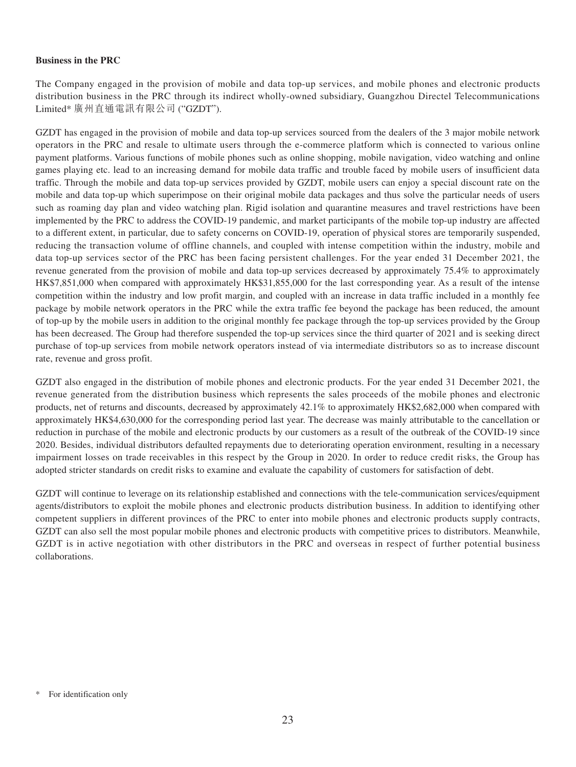**Business in the PRC**

The Company engaged in the provision of mobile and data top-up services, and mobile phones and electronic products distribution business in the PRC through its indirect wholly-owned subsidiary, Guangzhou Directel Telecommunications Limited* 廣州直通電訊有限公司 ("GZDT").

GZDT has engaged in the provision of mobile and data top-up services sourced from the dealers of the 3 major mobile network operators in the PRC and resale to ultimate users through the e-commerce platform which is connected to various online payment platforms. Various functions of mobile phones such as online shopping, mobile navigation, video watching and online games playing etc. lead to an increasing demand for mobile data traffic and trouble faced by mobile users of insufficient data traffic. Through the mobile and data top-up services provided by GZDT, mobile users can enjoy a special discount rate on the mobile and data top-up which superimpose on their original mobile data packages and thus solve the particular needs of users such as roaming day plan and video watching plan. Rigid isolation and quarantine measures and travel restrictions have been implemented by the PRC to address the COVID-19 pandemic, and market participants of the mobile top-up industry are affected to a different extent, in particular, due to safety concerns on COVID-19, operation of physical stores are temporarily suspended, reducing the transaction volume of offline channels, and coupled with intense competition within the industry, mobile and data top-up services sector of the PRC has been facing persistent challenges. For the year ended 31 December 2021, the revenue generated from the provision of mobile and data top-up services decreased by approximately 75.4% to approximately HK$7,851,000 when compared with approximately HK$31,855,000 for the last corresponding year. As a result of the intense competition within the industry and low profit margin, and coupled with an increase in data traffic included in a monthly fee package by mobile network operators in the PRC while the extra traffic fee beyond the package has been reduced, the amount of top-up by the mobile users in addition to the original monthly fee package through the top-up services provided by the Group has been decreased. The Group had therefore suspended the top-up services since the third quarter of 2021 and is seeking direct purchase of top-up services from mobile network operators instead of via intermediate distributors so as to increase discount rate, revenue and gross profit.

GZDT also engaged in the distribution of mobile phones and electronic products. For the year ended 31 December 2021, the revenue generated from the distribution business which represents the sales proceeds of the mobile phones and electronic products, net of returns and discounts, decreased by approximately 42.1% to approximately HK$2,682,000 when compared with approximately HK$4,630,000 for the corresponding period last year. The decrease was mainly attributable to the cancellation or reduction in purchase of the mobile and electronic products by our customers as a result of the outbreak of the COVID-19 since 2020. Besides, individual distributors defaulted repayments due to deteriorating operation environment, resulting in a necessary impairment losses on trade receivables in this respect by the Group in 2020. In order to reduce credit risks, the Group has adopted stricter standards on credit risks to examine and evaluate the capability of customers for satisfaction of debt.

GZDT will continue to leverage on its relationship established and connections with the tele-communication services/equipment agents/distributors to exploit the mobile phones and electronic products distribution business. In addition to identifying other competent suppliers in different provinces of the PRC to enter into mobile phones and electronic products supply contracts, GZDT can also sell the most popular mobile phones and electronic products with competitive prices to distributors. Meanwhile, GZDT is in active negotiation with other distributors in the PRC and overseas in respect of further potential business collaborations.

\* For identification only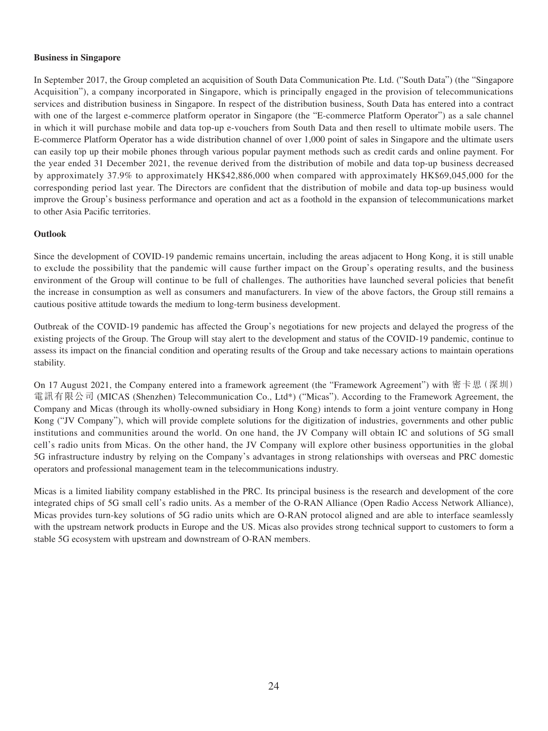**Business in Singapore**

In September 2017, the Group completed an acquisition of South Data Communication Pte. Ltd. ("South Data") (the "Singapore Acquisition"), a company incorporated in Singapore, which is principally engaged in the provision of telecommunications services and distribution business in Singapore. In respect of the distribution business, South Data has entered into a contract with one of the largest e-commerce platform operator in Singapore (the "E-commerce Platform Operator") as a sale channel in which it will purchase mobile and data top-up e-vouchers from South Data and then resell to ultimate mobile users. The E-commerce Platform Operator has a wide distribution channel of over 1,000 point of sales in Singapore and the ultimate users can easily top up their mobile phones through various popular payment methods such as credit cards and online payment. For the year ended 31 December 2021, the revenue derived from the distribution of mobile and data top-up business decreased by approximately 37.9% to approximately HK$42,886,000 when compared with approximately HK$69,045,000 for the corresponding period last year. The Directors are confident that the distribution of mobile and data top-up business would improve the Group's business performance and operation and act as a foothold in the expansion of telecommunications market to other Asia Pacific territories.

**Outlook**

Since the development of COVID-19 pandemic remains uncertain, including the areas adjacent to Hong Kong, it is still unable to exclude the possibility that the pandemic will cause further impact on the Group's operating results, and the business environment of the Group will continue to be full of challenges. The authorities have launched several policies that benefit the increase in consumption as well as consumers and manufacturers. In view of the above factors, the Group still remains a cautious positive attitude towards the medium to long-term business development.

Outbreak of the COVID-19 pandemic has affected the Group's negotiations for new projects and delayed the progress of the existing projects of the Group. The Group will stay alert to the development and status of the COVID-19 pandemic, continue to assess its impact on the financial condition and operating results of the Group and take necessary actions to maintain operations stability.

On 17 August 2021, the Company entered into a framework agreement (the "Framework Agreement") with 密卡思(深圳)電訊有限公司 (MICAS (Shenzhen) Telecommunication Co., Ltd*) ("Micas"). According to the Framework Agreement, the Company and Micas (through its wholly-owned subsidiary in Hong Kong) intends to form a joint venture company in Hong Kong ("JV Company"), which will provide complete solutions for the digitization of industries, governments and other public institutions and communities around the world. On one hand, the JV Company will obtain IC and solutions of 5G small cell's radio units from Micas. On the other hand, the JV Company will explore other business opportunities in the global 5G infrastructure industry by relying on the Company's advantages in strong relationships with overseas and PRC domestic operators and professional management team in the telecommunications industry.

Micas is a limited liability company established in the PRC. Its principal business is the research and development of the core integrated chips of 5G small cell's radio units. As a member of the O-RAN Alliance (Open Radio Access Network Alliance), Micas provides turn-key solutions of 5G radio units which are O-RAN protocol aligned and are able to interface seamlessly with the upstream network products in Europe and the US. Micas also provides strong technical support to customers to form a stable 5G ecosystem with upstream and downstream of O-RAN members.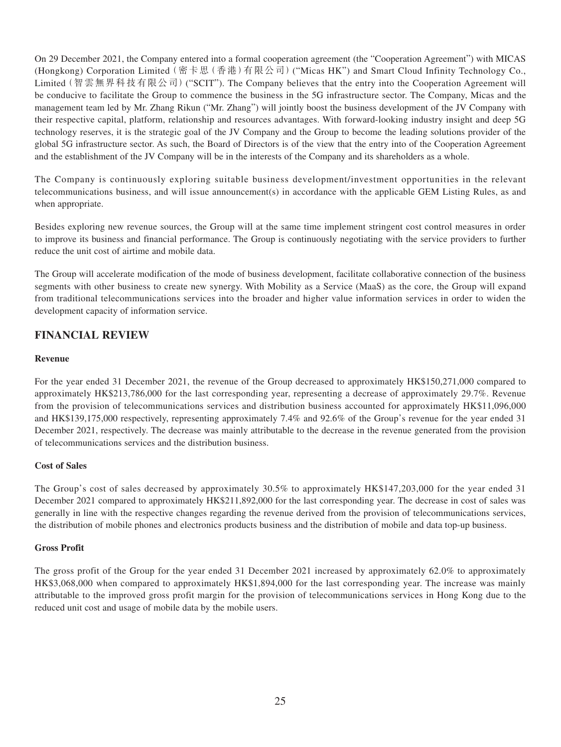On 29 December 2021, the Company entered into a formal cooperation agreement (the "Cooperation Agreement") with MICAS (Hongkong) Corporation Limited（密卡思（香港）有限公司）("Micas HK") and Smart Cloud Infinity Technology Co., Limited（智雲無界科技有限公司）("SCIT"). The Company believes that the entry into the Cooperation Agreement will be conducive to facilitate the Group to commence the business in the 5G infrastructure sector. The Company, Micas and the management team led by Mr. Zhang Rikun ("Mr. Zhang") will jointly boost the business development of the JV Company with their respective capital, platform, relationship and resources advantages. With forward-looking industry insight and deep 5G technology reserves, it is the strategic goal of the JV Company and the Group to become the leading solutions provider of the global 5G infrastructure sector. As such, the Board of Directors is of the view that the entry into of the Cooperation Agreement and the establishment of the JV Company will be in the interests of the Company and its shareholders as a whole.

The Company is continuously exploring suitable business development/investment opportunities in the relevant telecommunications business, and will issue announcement(s) in accordance with the applicable GEM Listing Rules, as and when appropriate.

Besides exploring new revenue sources, the Group will at the same time implement stringent cost control measures in order to improve its business and financial performance. The Group is continuously negotiating with the service providers to further reduce the unit cost of airtime and mobile data.

The Group will accelerate modification of the mode of business development, facilitate collaborative connection of the business segments with other business to create new synergy. With Mobility as a Service (MaaS) as the core, the Group will expand from traditional telecommunications services into the broader and higher value information services in order to widen the development capacity of information service.

## FINANCIAL REVIEW

**Revenue**

For the year ended 31 December 2021, the revenue of the Group decreased to approximately HK$150,271,000 compared to approximately HK$213,786,000 for the last corresponding year, representing a decrease of approximately 29.7%. Revenue from the provision of telecommunications services and distribution business accounted for approximately HK$11,096,000 and HK$139,175,000 respectively, representing approximately 7.4% and 92.6% of the Group's revenue for the year ended 31 December 2021, respectively. The decrease was mainly attributable to the decrease in the revenue generated from the provision of telecommunications services and the distribution business.

**Cost of Sales**

The Group's cost of sales decreased by approximately 30.5% to approximately HK$147,203,000 for the year ended 31 December 2021 compared to approximately HK$211,892,000 for the last corresponding year. The decrease in cost of sales was generally in line with the respective changes regarding the revenue derived from the provision of telecommunications services, the distribution of mobile phones and electronics products business and the distribution of mobile and data top-up business.

**Gross Profit**

The gross profit of the Group for the year ended 31 December 2021 increased by approximately 62.0% to approximately HK$3,068,000 when compared to approximately HK$1,894,000 for the last corresponding year. The increase was mainly attributable to the improved gross profit margin for the provision of telecommunications services in Hong Kong due to the reduced unit cost and usage of mobile data by the mobile users.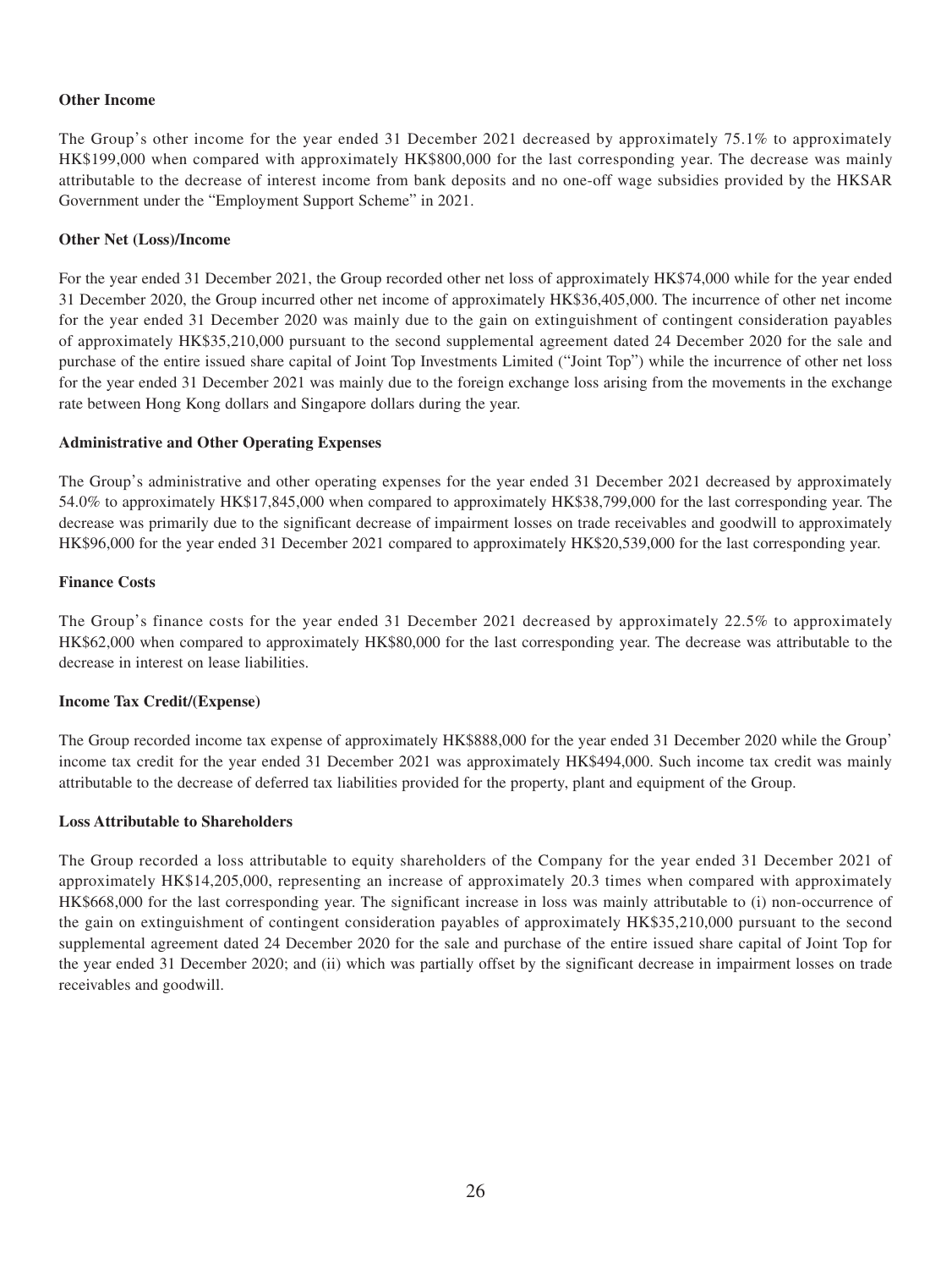**Other Income**

The Group's other income for the year ended 31 December 2021 decreased by approximately 75.1% to approximately HK$199,000 when compared with approximately HK$800,000 for the last corresponding year. The decrease was mainly attributable to the decrease of interest income from bank deposits and no one-off wage subsidies provided by the HKSAR Government under the "Employment Support Scheme" in 2021.

**Other Net (Loss)/Income**

For the year ended 31 December 2021, the Group recorded other net loss of approximately HK$74,000 while for the year ended 31 December 2020, the Group incurred other net income of approximately HK$36,405,000. The incurrence of other net income for the year ended 31 December 2020 was mainly due to the gain on extinguishment of contingent consideration payables of approximately HK$35,210,000 pursuant to the second supplemental agreement dated 24 December 2020 for the sale and purchase of the entire issued share capital of Joint Top Investments Limited ("Joint Top") while the incurrence of other net loss for the year ended 31 December 2021 was mainly due to the foreign exchange loss arising from the movements in the exchange rate between Hong Kong dollars and Singapore dollars during the year.

**Administrative and Other Operating Expenses**

The Group's administrative and other operating expenses for the year ended 31 December 2021 decreased by approximately 54.0% to approximately HK$17,845,000 when compared to approximately HK$38,799,000 for the last corresponding year. The decrease was primarily due to the significant decrease of impairment losses on trade receivables and goodwill to approximately HK$96,000 for the year ended 31 December 2021 compared to approximately HK$20,539,000 for the last corresponding year.

**Finance Costs**

The Group's finance costs for the year ended 31 December 2021 decreased by approximately 22.5% to approximately HK$62,000 when compared to approximately HK$80,000 for the last corresponding year. The decrease was attributable to the decrease in interest on lease liabilities.

**Income Tax Credit/(Expense)**

The Group recorded income tax expense of approximately HK$888,000 for the year ended 31 December 2020 while the Group' income tax credit for the year ended 31 December 2021 was approximately HK$494,000. Such income tax credit was mainly attributable to the decrease of deferred tax liabilities provided for the property, plant and equipment of the Group.

**Loss Attributable to Shareholders**

The Group recorded a loss attributable to equity shareholders of the Company for the year ended 31 December 2021 of approximately HK$14,205,000, representing an increase of approximately 20.3 times when compared with approximately HK$668,000 for the last corresponding year. The significant increase in loss was mainly attributable to (i) non-occurrence of the gain on extinguishment of contingent consideration payables of approximately HK$35,210,000 pursuant to the second supplemental agreement dated 24 December 2020 for the sale and purchase of the entire issued share capital of Joint Top for the year ended 31 December 2020; and (ii) which was partially offset by the significant decrease in impairment losses on trade receivables and goodwill.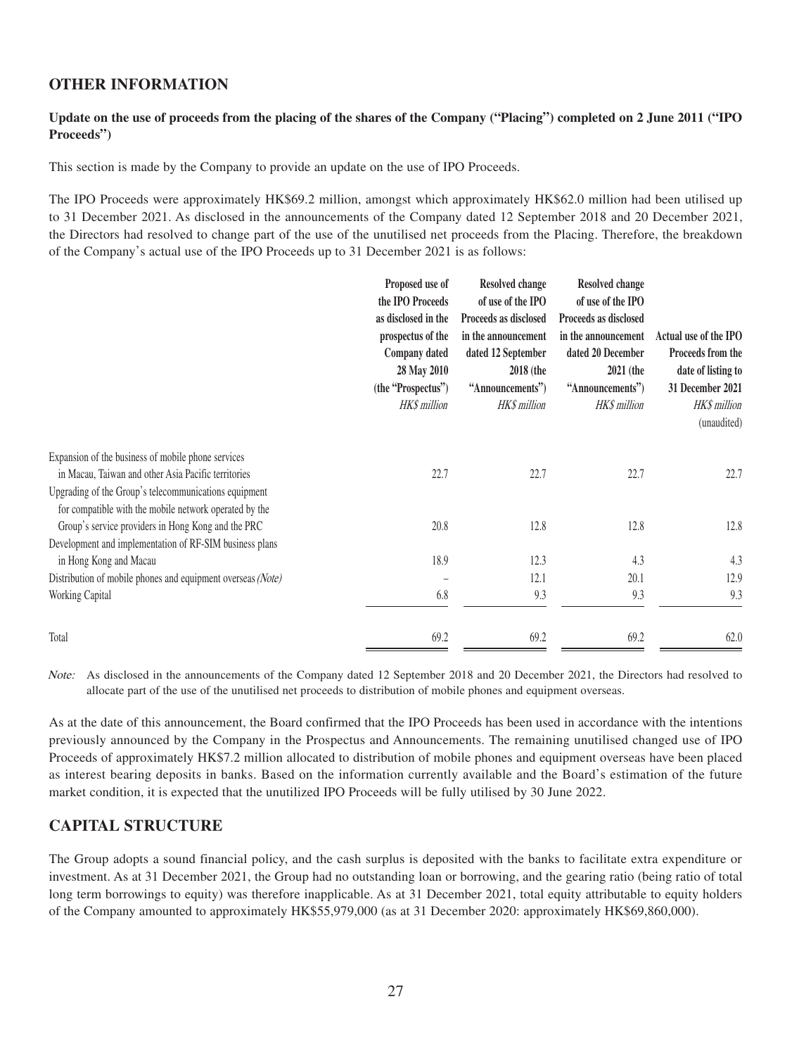## OTHER INFORMATION

**Update on the use of proceeds from the placing of the shares of the Company ("Placing") completed on 2 June 2011 ("IPO Proceeds")**

This section is made by the Company to provide an update on the use of IPO Proceeds.

The IPO Proceeds were approximately HK$69.2 million, amongst which approximately HK$62.0 million had been utilised up to 31 December 2021. As disclosed in the announcements of the Company dated 12 September 2018 and 20 December 2021, the Directors had resolved to change part of the use of the unutilised net proceeds from the Placing. Therefore, the breakdown of the Company's actual use of the IPO Proceeds up to 31 December 2021 is as follows:

| | Proposed use of the IPO Proceeds as disclosed in the prospectus of the Company dated 28 May 2010 (the "Prospectus") *HK$ million* | Resolved change of use of the IPO Proceeds as disclosed in the announcement dated 12 September 2018 (the "Announcements") *HK$ million* | Resolved change of use of the IPO Proceeds as disclosed in the announcement dated 20 December 2021 (the "Announcements") *HK$ million* | Actual use of the IPO Proceeds from the date of listing to 31 December 2021 *HK$ million* (unaudited) |
|---|---|---|---|---|
| Expansion of the business of mobile phone services in Macau, Taiwan and other Asia Pacific territories | 22.7 | 22.7 | 22.7 | 22.7 |
| Upgrading of the Group's telecommunications equipment for compatible with the mobile network operated by the Group's service providers in Hong Kong and the PRC | 20.8 | 12.8 | 12.8 | 12.8 |
| Development and implementation of RF-SIM business plans in Hong Kong and Macau | 18.9 | 12.3 | 4.3 | 4.3 |
| Distribution of mobile phones and equipment overseas *(Note)* | – | 12.1 | 20.1 | 12.9 |
| Working Capital | 6.8 | 9.3 | 9.3 | 9.3 |
| Total | 69.2 | 69.2 | 69.2 | 62.0 |

*Note:* As disclosed in the announcements of the Company dated 12 September 2018 and 20 December 2021, the Directors had resolved to allocate part of the use of the unutilised net proceeds to distribution of mobile phones and equipment overseas.

As at the date of this announcement, the Board confirmed that the IPO Proceeds has been used in accordance with the intentions previously announced by the Company in the Prospectus and Announcements. The remaining unutilised changed use of IPO Proceeds of approximately HK$7.2 million allocated to distribution of mobile phones and equipment overseas have been placed as interest bearing deposits in banks. Based on the information currently available and the Board's estimation of the future market condition, it is expected that the unutilized IPO Proceeds will be fully utilised by 30 June 2022.

## CAPITAL STRUCTURE

The Group adopts a sound financial policy, and the cash surplus is deposited with the banks to facilitate extra expenditure or investment. As at 31 December 2021, the Group had no outstanding loan or borrowing, and the gearing ratio (being ratio of total long term borrowings to equity) was therefore inapplicable. As at 31 December 2021, total equity attributable to equity holders of the Company amounted to approximately HK$55,979,000 (as at 31 December 2020: approximately HK$69,860,000).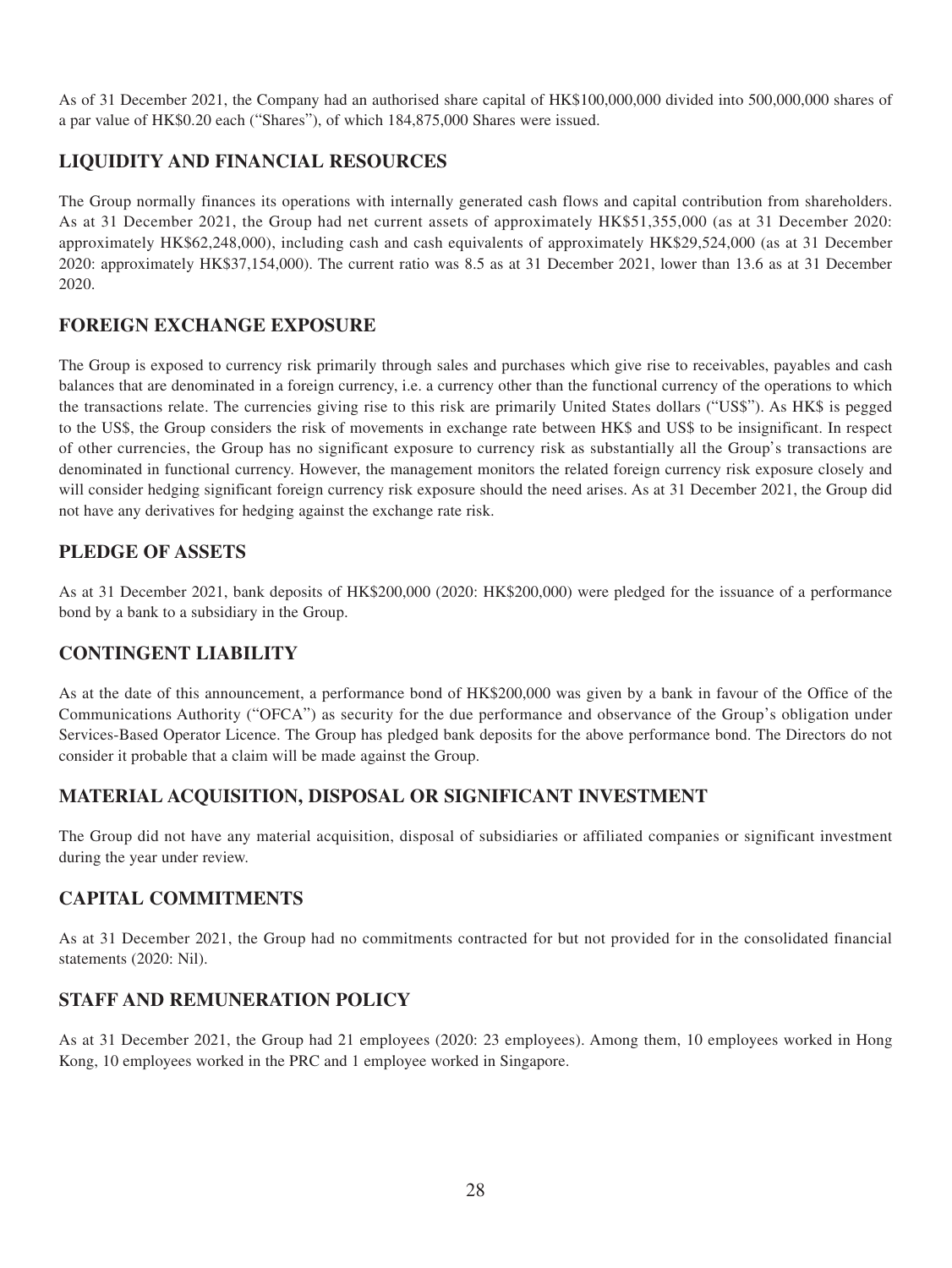As of 31 December 2021, the Company had an authorised share capital of HK$100,000,000 divided into 500,000,000 shares of a par value of HK$0.20 each ("Shares"), of which 184,875,000 Shares were issued.

## LIQUIDITY AND FINANCIAL RESOURCES

The Group normally finances its operations with internally generated cash flows and capital contribution from shareholders. As at 31 December 2021, the Group had net current assets of approximately HK$51,355,000 (as at 31 December 2020: approximately HK$62,248,000), including cash and cash equivalents of approximately HK$29,524,000 (as at 31 December 2020: approximately HK$37,154,000). The current ratio was 8.5 as at 31 December 2021, lower than 13.6 as at 31 December 2020.

## FOREIGN EXCHANGE EXPOSURE

The Group is exposed to currency risk primarily through sales and purchases which give rise to receivables, payables and cash balances that are denominated in a foreign currency, i.e. a currency other than the functional currency of the operations to which the transactions relate. The currencies giving rise to this risk are primarily United States dollars ("US$"). As HK$ is pegged to the US$, the Group considers the risk of movements in exchange rate between HK$ and US$ to be insignificant. In respect of other currencies, the Group has no significant exposure to currency risk as substantially all the Group's transactions are denominated in functional currency. However, the management monitors the related foreign currency risk exposure closely and will consider hedging significant foreign currency risk exposure should the need arises. As at 31 December 2021, the Group did not have any derivatives for hedging against the exchange rate risk.

## PLEDGE OF ASSETS

As at 31 December 2021, bank deposits of HK$200,000 (2020: HK$200,000) were pledged for the issuance of a performance bond by a bank to a subsidiary in the Group.

## CONTINGENT LIABILITY

As at the date of this announcement, a performance bond of HK$200,000 was given by a bank in favour of the Office of the Communications Authority ("OFCA") as security for the due performance and observance of the Group's obligation under Services-Based Operator Licence. The Group has pledged bank deposits for the above performance bond. The Directors do not consider it probable that a claim will be made against the Group.

## MATERIAL ACQUISITION, DISPOSAL OR SIGNIFICANT INVESTMENT

The Group did not have any material acquisition, disposal of subsidiaries or affiliated companies or significant investment during the year under review.

## CAPITAL COMMITMENTS

As at 31 December 2021, the Group had no commitments contracted for but not provided for in the consolidated financial statements (2020: Nil).

## STAFF AND REMUNERATION POLICY

As at 31 December 2021, the Group had 21 employees (2020: 23 employees). Among them, 10 employees worked in Hong Kong, 10 employees worked in the PRC and 1 employee worked in Singapore.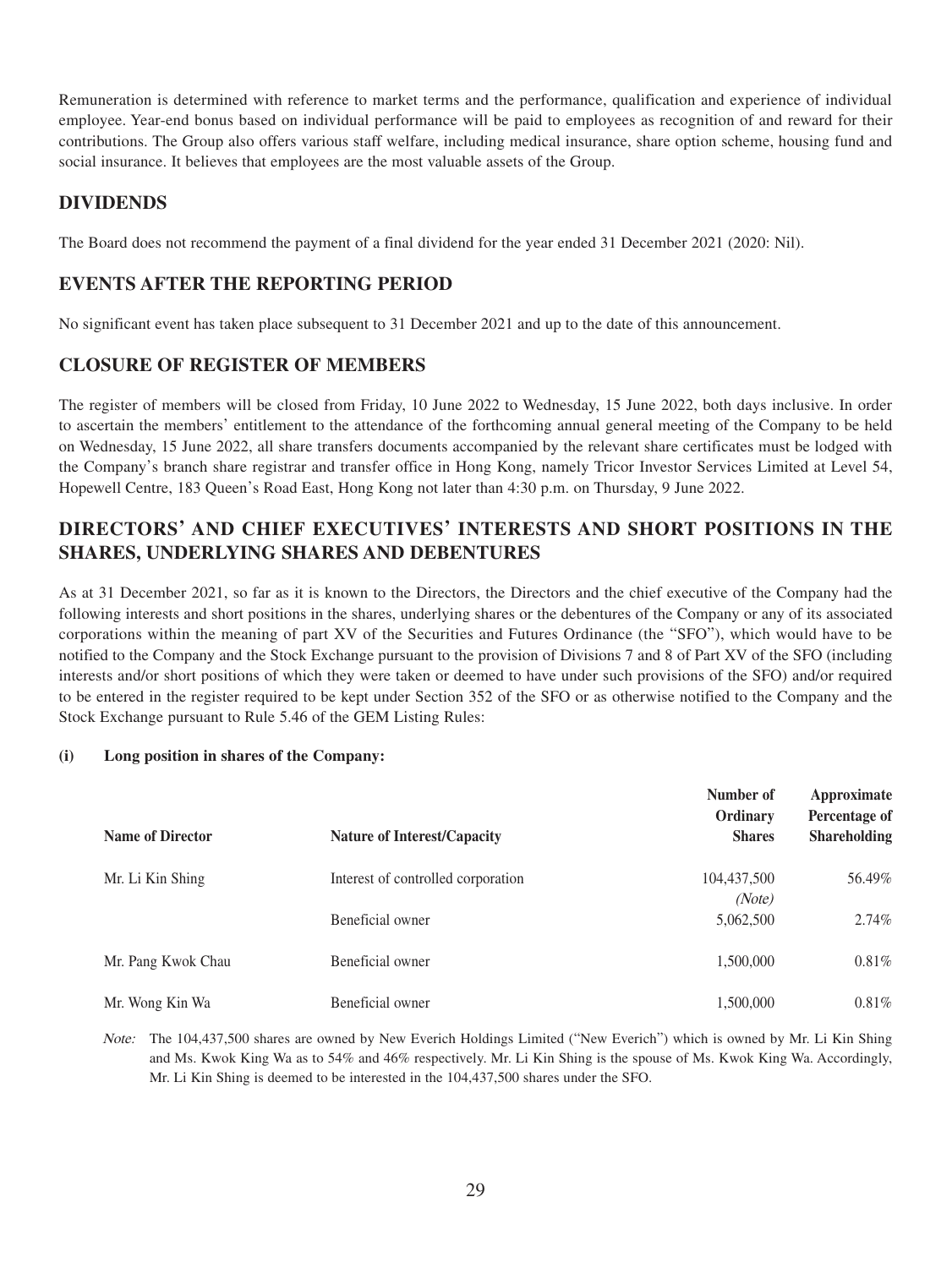Remuneration is determined with reference to market terms and the performance, qualification and experience of individual employee. Year-end bonus based on individual performance will be paid to employees as recognition of and reward for their contributions. The Group also offers various staff welfare, including medical insurance, share option scheme, housing fund and social insurance. It believes that employees are the most valuable assets of the Group.

## DIVIDENDS

The Board does not recommend the payment of a final dividend for the year ended 31 December 2021 (2020: Nil).

## EVENTS AFTER THE REPORTING PERIOD

No significant event has taken place subsequent to 31 December 2021 and up to the date of this announcement.

## CLOSURE OF REGISTER OF MEMBERS

The register of members will be closed from Friday, 10 June 2022 to Wednesday, 15 June 2022, both days inclusive. In order to ascertain the members' entitlement to the attendance of the forthcoming annual general meeting of the Company to be held on Wednesday, 15 June 2022, all share transfers documents accompanied by the relevant share certificates must be lodged with the Company's branch share registrar and transfer office in Hong Kong, namely Tricor Investor Services Limited at Level 54, Hopewell Centre, 183 Queen's Road East, Hong Kong not later than 4:30 p.m. on Thursday, 9 June 2022.

## DIRECTORS' AND CHIEF EXECUTIVES' INTERESTS AND SHORT POSITIONS IN THE SHARES, UNDERLYING SHARES AND DEBENTURES

As at 31 December 2021, so far as it is known to the Directors, the Directors and the chief executive of the Company had the following interests and short positions in the shares, underlying shares or the debentures of the Company or any of its associated corporations within the meaning of part XV of the Securities and Futures Ordinance (the "SFO"), which would have to be notified to the Company and the Stock Exchange pursuant to the provision of Divisions 7 and 8 of Part XV of the SFO (including interests and/or short positions of which they were taken or deemed to have under such provisions of the SFO) and/or required to be entered in the register required to be kept under Section 352 of the SFO or as otherwise notified to the Company and the Stock Exchange pursuant to Rule 5.46 of the GEM Listing Rules:

**(i) Long position in shares of the Company:**

| Name of Director | Nature of Interest/Capacity | Number of Ordinary Shares | Approximate Percentage of Shareholding |
|---|---|---|---|
| Mr. Li Kin Shing | Interest of controlled corporation | 104,437,500 *(Note)* | 56.49% |
| | Beneficial owner | 5,062,500 | 2.74% |
| Mr. Pang Kwok Chau | Beneficial owner | 1,500,000 | 0.81% |
| Mr. Wong Kin Wa | Beneficial owner | 1,500,000 | 0.81% |

*Note:* The 104,437,500 shares are owned by New Everich Holdings Limited ("New Everich") which is owned by Mr. Li Kin Shing and Ms. Kwok King Wa as to 54% and 46% respectively. Mr. Li Kin Shing is the spouse of Ms. Kwok King Wa. Accordingly, Mr. Li Kin Shing is deemed to be interested in the 104,437,500 shares under the SFO.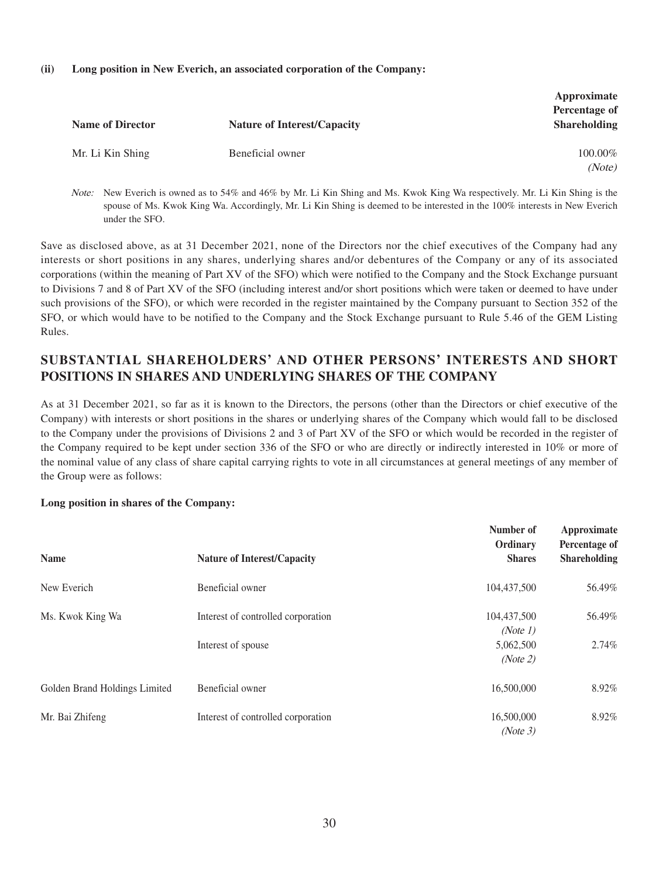**(ii) Long position in New Everich, an associated corporation of the Company:**

| Name of Director | Nature of Interest/Capacity | Approximate Percentage of Shareholding |
|---|---|---|
| Mr. Li Kin Shing | Beneficial owner | 100.00% *(Note)* |

*Note:* New Everich is owned as to 54% and 46% by Mr. Li Kin Shing and Ms. Kwok King Wa respectively. Mr. Li Kin Shing is the spouse of Ms. Kwok King Wa. Accordingly, Mr. Li Kin Shing is deemed to be interested in the 100% interests in New Everich under the SFO.

Save as disclosed above, as at 31 December 2021, none of the Directors nor the chief executives of the Company had any interests or short positions in any shares, underlying shares and/or debentures of the Company or any of its associated corporations (within the meaning of Part XV of the SFO) which were notified to the Company and the Stock Exchange pursuant to Divisions 7 and 8 of Part XV of the SFO (including interest and/or short positions which were taken or deemed to have under such provisions of the SFO), or which were recorded in the register maintained by the Company pursuant to Section 352 of the SFO, or which would have to be notified to the Company and the Stock Exchange pursuant to Rule 5.46 of the GEM Listing Rules.

## SUBSTANTIAL SHAREHOLDERS' AND OTHER PERSONS' INTERESTS AND SHORT POSITIONS IN SHARES AND UNDERLYING SHARES OF THE COMPANY

As at 31 December 2021, so far as it is known to the Directors, the persons (other than the Directors or chief executive of the Company) with interests or short positions in the shares or underlying shares of the Company which would fall to be disclosed to the Company under the provisions of Divisions 2 and 3 of Part XV of the SFO or which would be recorded in the register of the Company required to be kept under section 336 of the SFO or who are directly or indirectly interested in 10% or more of the nominal value of any class of share capital carrying rights to vote in all circumstances at general meetings of any member of the Group were as follows:

**Long position in shares of the Company:**

| Name | Nature of Interest/Capacity | Number of Ordinary Shares | Approximate Percentage of Shareholding |
|---|---|---|---|
| New Everich | Beneficial owner | 104,437,500 | 56.49% |
| Ms. Kwok King Wa | Interest of controlled corporation | 104,437,500 *(Note 1)* | 56.49% |
| | Interest of spouse | 5,062,500 *(Note 2)* | 2.74% |
| Golden Brand Holdings Limited | Beneficial owner | 16,500,000 | 8.92% |
| Mr. Bai Zhifeng | Interest of controlled corporation | 16,500,000 *(Note 3)* | 8.92% |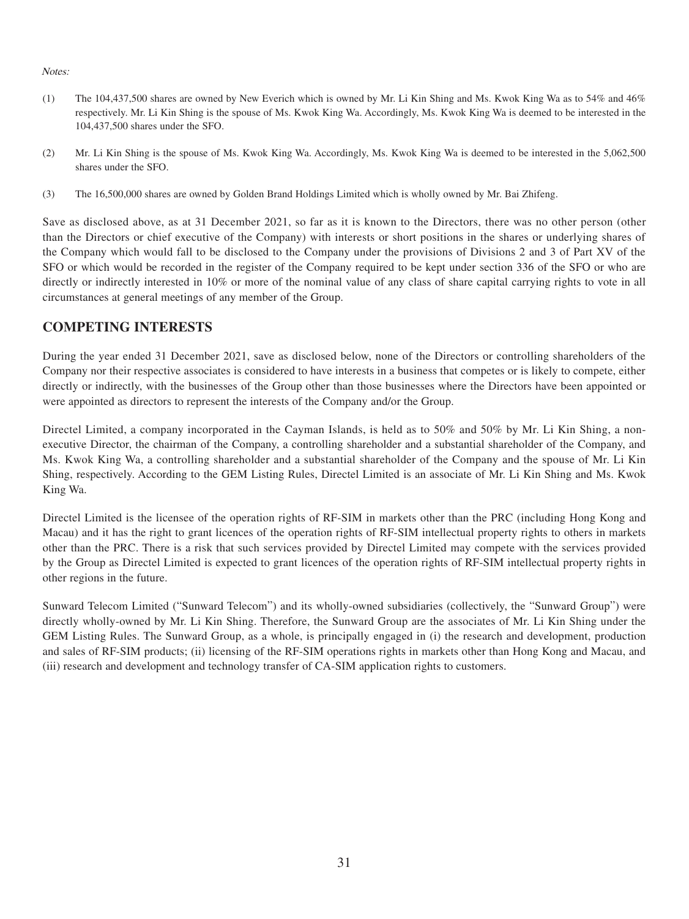*Notes:*

(1) The 104,437,500 shares are owned by New Everich which is owned by Mr. Li Kin Shing and Ms. Kwok King Wa as to 54% and 46% respectively. Mr. Li Kin Shing is the spouse of Ms. Kwok King Wa. Accordingly, Ms. Kwok King Wa is deemed to be interested in the 104,437,500 shares under the SFO.

(2) Mr. Li Kin Shing is the spouse of Ms. Kwok King Wa. Accordingly, Ms. Kwok King Wa is deemed to be interested in the 5,062,500 shares under the SFO.

(3) The 16,500,000 shares are owned by Golden Brand Holdings Limited which is wholly owned by Mr. Bai Zhifeng.

Save as disclosed above, as at 31 December 2021, so far as it is known to the Directors, there was no other person (other than the Directors or chief executive of the Company) with interests or short positions in the shares or underlying shares of the Company which would fall to be disclosed to the Company under the provisions of Divisions 2 and 3 of Part XV of the SFO or which would be recorded in the register of the Company required to be kept under section 336 of the SFO or who are directly or indirectly interested in 10% or more of the nominal value of any class of share capital carrying rights to vote in all circumstances at general meetings of any member of the Group.

## COMPETING INTERESTS

During the year ended 31 December 2021, save as disclosed below, none of the Directors or controlling shareholders of the Company nor their respective associates is considered to have interests in a business that competes or is likely to compete, either directly or indirectly, with the businesses of the Group other than those businesses where the Directors have been appointed or were appointed as directors to represent the interests of the Company and/or the Group.

Directel Limited, a company incorporated in the Cayman Islands, is held as to 50% and 50% by Mr. Li Kin Shing, a non-executive Director, the chairman of the Company, a controlling shareholder and a substantial shareholder of the Company, and Ms. Kwok King Wa, a controlling shareholder and a substantial shareholder of the Company and the spouse of Mr. Li Kin Shing, respectively. According to the GEM Listing Rules, Directel Limited is an associate of Mr. Li Kin Shing and Ms. Kwok King Wa.

Directel Limited is the licensee of the operation rights of RF-SIM in markets other than the PRC (including Hong Kong and Macau) and it has the right to grant licences of the operation rights of RF-SIM intellectual property rights to others in markets other than the PRC. There is a risk that such services provided by Directel Limited may compete with the services provided by the Group as Directel Limited is expected to grant licences of the operation rights of RF-SIM intellectual property rights in other regions in the future.

Sunward Telecom Limited ("Sunward Telecom") and its wholly-owned subsidiaries (collectively, the "Sunward Group") were directly wholly-owned by Mr. Li Kin Shing. Therefore, the Sunward Group are the associates of Mr. Li Kin Shing under the GEM Listing Rules. The Sunward Group, as a whole, is principally engaged in (i) the research and development, production and sales of RF-SIM products; (ii) licensing of the RF-SIM operations rights in markets other than Hong Kong and Macau, and (iii) research and development and technology transfer of CA-SIM application rights to customers.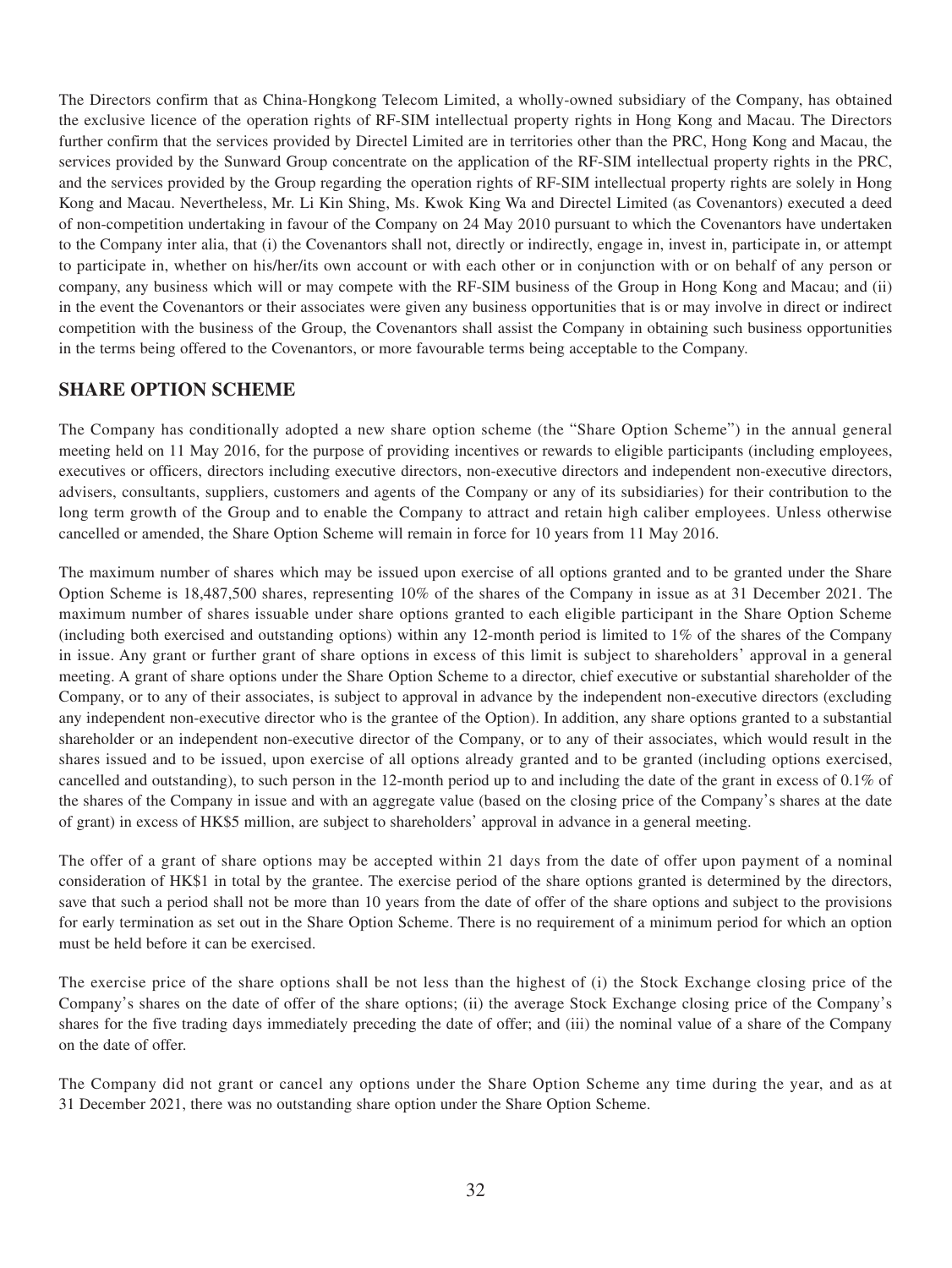The Directors confirm that as China-Hongkong Telecom Limited, a wholly-owned subsidiary of the Company, has obtained the exclusive licence of the operation rights of RF-SIM intellectual property rights in Hong Kong and Macau. The Directors further confirm that the services provided by Directel Limited are in territories other than the PRC, Hong Kong and Macau, the services provided by the Sunward Group concentrate on the application of the RF-SIM intellectual property rights in the PRC, and the services provided by the Group regarding the operation rights of RF-SIM intellectual property rights are solely in Hong Kong and Macau. Nevertheless, Mr. Li Kin Shing, Ms. Kwok King Wa and Directel Limited (as Covenantors) executed a deed of non-competition undertaking in favour of the Company on 24 May 2010 pursuant to which the Covenantors have undertaken to the Company inter alia, that (i) the Covenantors shall not, directly or indirectly, engage in, invest in, participate in, or attempt to participate in, whether on his/her/its own account or with each other or in conjunction with or on behalf of any person or company, any business which will or may compete with the RF-SIM business of the Group in Hong Kong and Macau; and (ii) in the event the Covenantors or their associates were given any business opportunities that is or may involve in direct or indirect competition with the business of the Group, the Covenantors shall assist the Company in obtaining such business opportunities in the terms being offered to the Covenantors, or more favourable terms being acceptable to the Company.

## SHARE OPTION SCHEME

The Company has conditionally adopted a new share option scheme (the "Share Option Scheme") in the annual general meeting held on 11 May 2016, for the purpose of providing incentives or rewards to eligible participants (including employees, executives or officers, directors including executive directors, non-executive directors and independent non-executive directors, advisers, consultants, suppliers, customers and agents of the Company or any of its subsidiaries) for their contribution to the long term growth of the Group and to enable the Company to attract and retain high caliber employees. Unless otherwise cancelled or amended, the Share Option Scheme will remain in force for 10 years from 11 May 2016.

The maximum number of shares which may be issued upon exercise of all options granted and to be granted under the Share Option Scheme is 18,487,500 shares, representing 10% of the shares of the Company in issue as at 31 December 2021. The maximum number of shares issuable under share options granted to each eligible participant in the Share Option Scheme (including both exercised and outstanding options) within any 12-month period is limited to 1% of the shares of the Company in issue. Any grant or further grant of share options in excess of this limit is subject to shareholders' approval in a general meeting. A grant of share options under the Share Option Scheme to a director, chief executive or substantial shareholder of the Company, or to any of their associates, is subject to approval in advance by the independent non-executive directors (excluding any independent non-executive director who is the grantee of the Option). In addition, any share options granted to a substantial shareholder or an independent non-executive director of the Company, or to any of their associates, which would result in the shares issued and to be issued, upon exercise of all options already granted and to be granted (including options exercised, cancelled and outstanding), to such person in the 12-month period up to and including the date of the grant in excess of 0.1% of the shares of the Company in issue and with an aggregate value (based on the closing price of the Company's shares at the date of grant) in excess of HK$5 million, are subject to shareholders' approval in advance in a general meeting.

The offer of a grant of share options may be accepted within 21 days from the date of offer upon payment of a nominal consideration of HK$1 in total by the grantee. The exercise period of the share options granted is determined by the directors, save that such a period shall not be more than 10 years from the date of offer of the share options and subject to the provisions for early termination as set out in the Share Option Scheme. There is no requirement of a minimum period for which an option must be held before it can be exercised.

The exercise price of the share options shall be not less than the highest of (i) the Stock Exchange closing price of the Company's shares on the date of offer of the share options; (ii) the average Stock Exchange closing price of the Company's shares for the five trading days immediately preceding the date of offer; and (iii) the nominal value of a share of the Company on the date of offer.

The Company did not grant or cancel any options under the Share Option Scheme any time during the year, and as at 31 December 2021, there was no outstanding share option under the Share Option Scheme.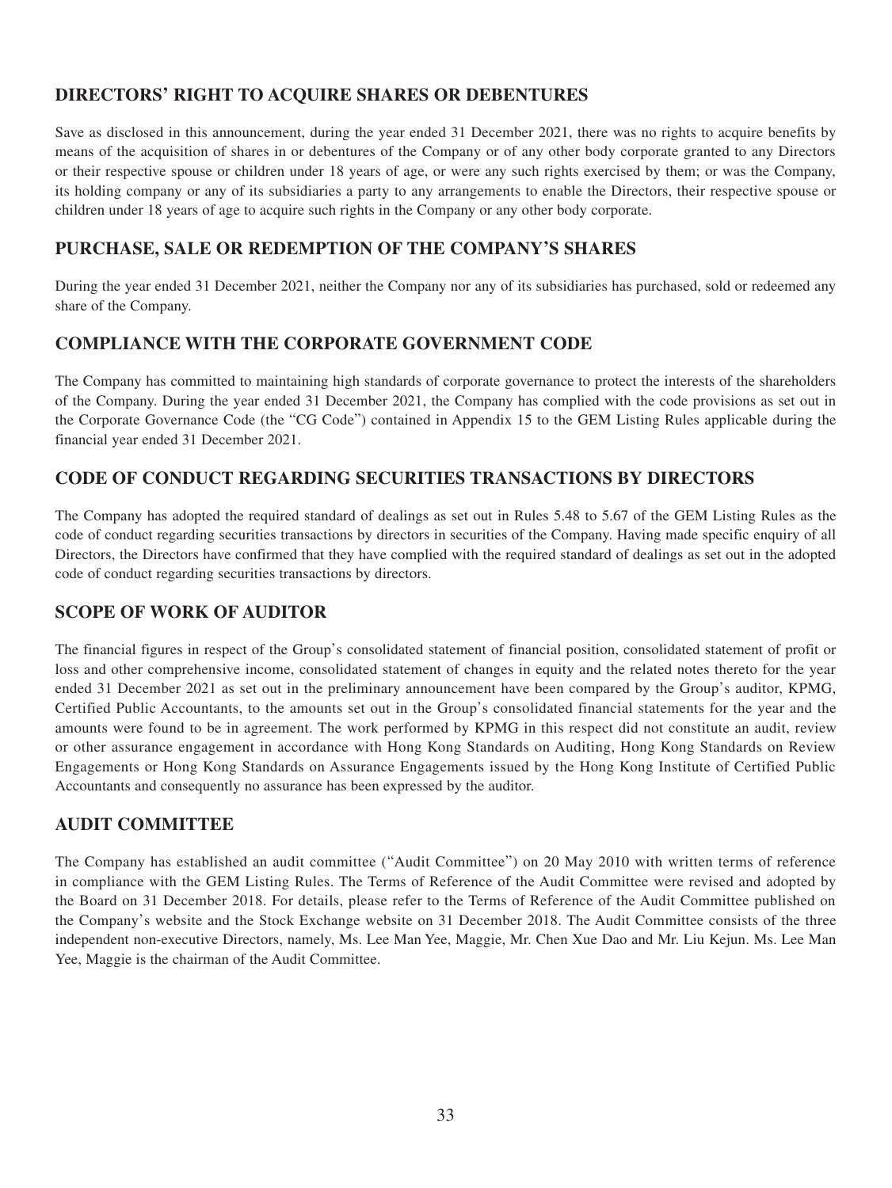## DIRECTORS' RIGHT TO ACQUIRE SHARES OR DEBENTURES

Save as disclosed in this announcement, during the year ended 31 December 2021, there was no rights to acquire benefits by means of the acquisition of shares in or debentures of the Company or of any other body corporate granted to any Directors or their respective spouse or children under 18 years of age, or were any such rights exercised by them; or was the Company, its holding company or any of its subsidiaries a party to any arrangements to enable the Directors, their respective spouse or children under 18 years of age to acquire such rights in the Company or any other body corporate.

## PURCHASE, SALE OR REDEMPTION OF THE COMPANY'S SHARES

During the year ended 31 December 2021, neither the Company nor any of its subsidiaries has purchased, sold or redeemed any share of the Company.

## COMPLIANCE WITH THE CORPORATE GOVERNMENT CODE

The Company has committed to maintaining high standards of corporate governance to protect the interests of the shareholders of the Company. During the year ended 31 December 2021, the Company has complied with the code provisions as set out in the Corporate Governance Code (the "CG Code") contained in Appendix 15 to the GEM Listing Rules applicable during the financial year ended 31 December 2021.

## CODE OF CONDUCT REGARDING SECURITIES TRANSACTIONS BY DIRECTORS

The Company has adopted the required standard of dealings as set out in Rules 5.48 to 5.67 of the GEM Listing Rules as the code of conduct regarding securities transactions by directors in securities of the Company. Having made specific enquiry of all Directors, the Directors have confirmed that they have complied with the required standard of dealings as set out in the adopted code of conduct regarding securities transactions by directors.

## SCOPE OF WORK OF AUDITOR

The financial figures in respect of the Group's consolidated statement of financial position, consolidated statement of profit or loss and other comprehensive income, consolidated statement of changes in equity and the related notes thereto for the year ended 31 December 2021 as set out in the preliminary announcement have been compared by the Group's auditor, KPMG, Certified Public Accountants, to the amounts set out in the Group's consolidated financial statements for the year and the amounts were found to be in agreement. The work performed by KPMG in this respect did not constitute an audit, review or other assurance engagement in accordance with Hong Kong Standards on Auditing, Hong Kong Standards on Review Engagements or Hong Kong Standards on Assurance Engagements issued by the Hong Kong Institute of Certified Public Accountants and consequently no assurance has been expressed by the auditor.

## AUDIT COMMITTEE

The Company has established an audit committee ("Audit Committee") on 20 May 2010 with written terms of reference in compliance with the GEM Listing Rules. The Terms of Reference of the Audit Committee were revised and adopted by the Board on 31 December 2018. For details, please refer to the Terms of Reference of the Audit Committee published on the Company's website and the Stock Exchange website on 31 December 2018. The Audit Committee consists of the three independent non-executive Directors, namely, Ms. Lee Man Yee, Maggie, Mr. Chen Xue Dao and Mr. Liu Kejun. Ms. Lee Man Yee, Maggie is the chairman of the Audit Committee.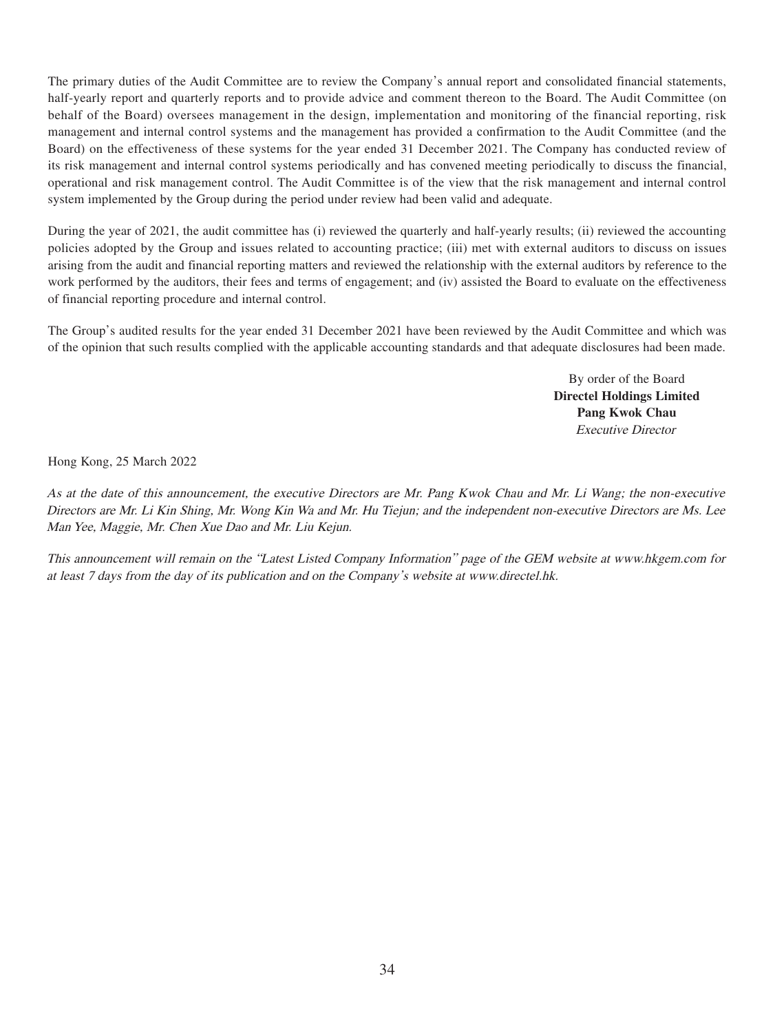The primary duties of the Audit Committee are to review the Company's annual report and consolidated financial statements, half-yearly report and quarterly reports and to provide advice and comment thereon to the Board. The Audit Committee (on behalf of the Board) oversees management in the design, implementation and monitoring of the financial reporting, risk management and internal control systems and the management has provided a confirmation to the Audit Committee (and the Board) on the effectiveness of these systems for the year ended 31 December 2021. The Company has conducted review of its risk management and internal control systems periodically and has convened meeting periodically to discuss the financial, operational and risk management control. The Audit Committee is of the view that the risk management and internal control system implemented by the Group during the period under review had been valid and adequate.

During the year of 2021, the audit committee has (i) reviewed the quarterly and half-yearly results; (ii) reviewed the accounting policies adopted by the Group and issues related to accounting practice; (iii) met with external auditors to discuss on issues arising from the audit and financial reporting matters and reviewed the relationship with the external auditors by reference to the work performed by the auditors, their fees and terms of engagement; and (iv) assisted the Board to evaluate on the effectiveness of financial reporting procedure and internal control.

The Group's audited results for the year ended 31 December 2021 have been reviewed by the Audit Committee and which was of the opinion that such results complied with the applicable accounting standards and that adequate disclosures had been made.

By order of the Board
**Directel Holdings Limited**
**Pang Kwok Chau**
*Executive Director*

Hong Kong, 25 March 2022

*As at the date of this announcement, the executive Directors are Mr. Pang Kwok Chau and Mr. Li Wang; the non-executive Directors are Mr. Li Kin Shing, Mr. Wong Kin Wa and Mr. Hu Tiejun; and the independent non-executive Directors are Ms. Lee Man Yee, Maggie, Mr. Chen Xue Dao and Mr. Liu Kejun.*

*This announcement will remain on the "Latest Listed Company Information" page of the GEM website at www.hkgem.com for at least 7 days from the day of its publication and on the Company's website at www.directel.hk.*